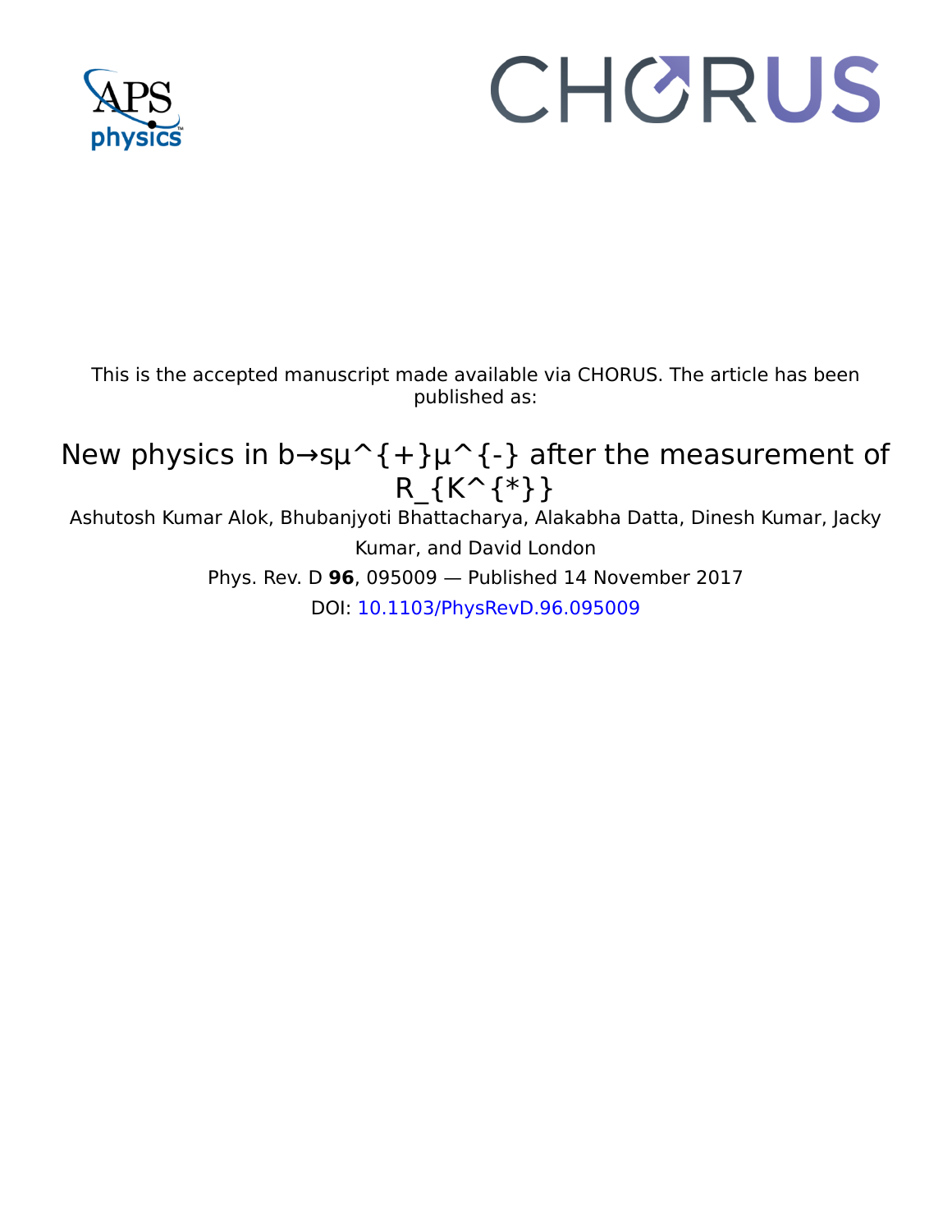This is the accepted manuscript made available via CHORUS. The article has been published as:

# New physics in b→sμ^{+}μ^{-} after the measurement of R_{K^{*}}

Ashutosh Kumar Alok, Bhubanjyoti Bhattacharya, Alakabha Datta, Dinesh Kumar, Jacky Kumar, and David London

Phys. Rev. D **96**, 095009 — Published 14 November 2017

DOI: 10.1103/PhysRevD.96.095009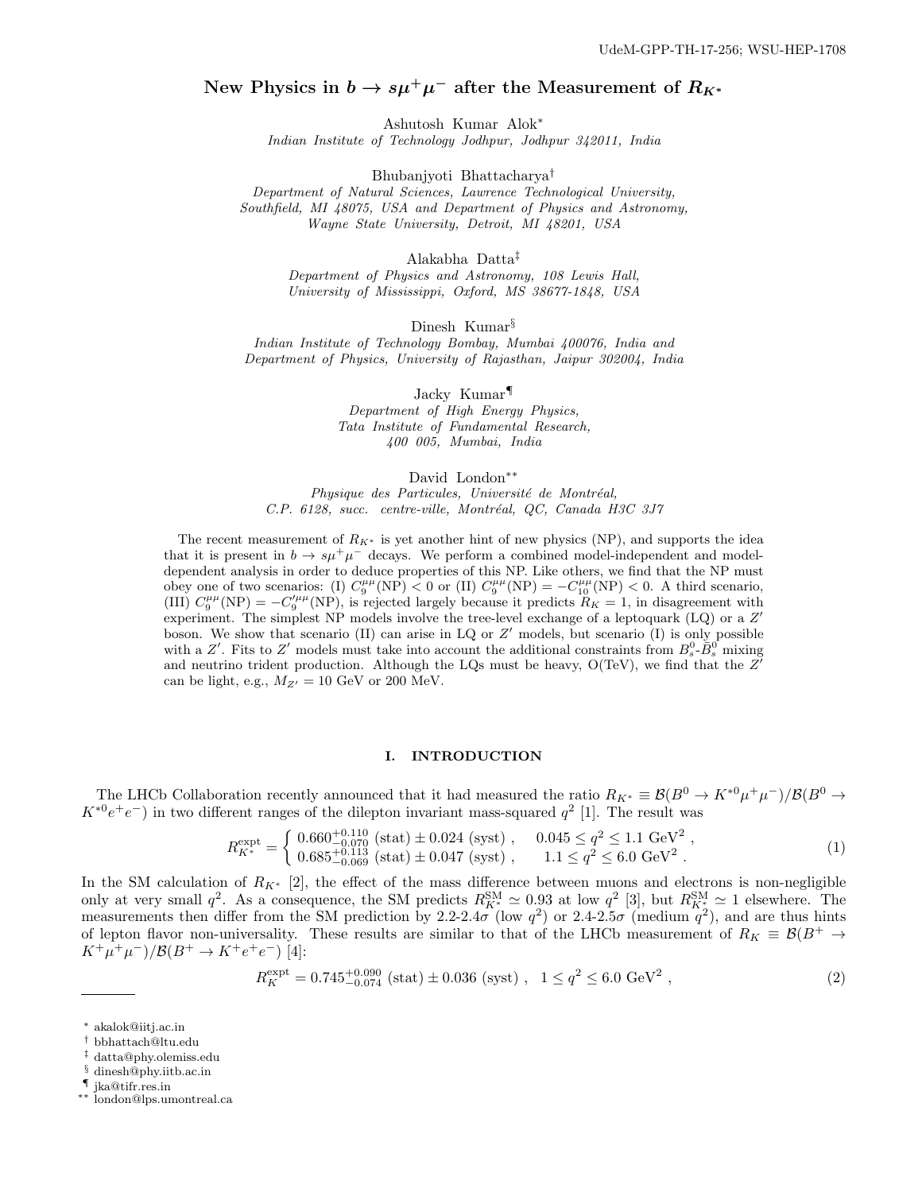UdeM-GPP-TH-17-256; WSU-HEP-1708

# New Physics in $b \to s\mu^+\mu^-$ after the Measurement of $R_{K^*}$

Ashutosh Kumar Alok[*]
*Indian Institute of Technology Jodhpur, Jodhpur 342011, India*

Bhubanjyoti Bhattacharya[†]
*Department of Natural Sciences, Lawrence Technological University, Southfield, MI 48075, USA and Department of Physics and Astronomy, Wayne State University, Detroit, MI 48201, USA*

Alakabha Datta[‡]
*Department of Physics and Astronomy, 108 Lewis Hall, University of Mississippi, Oxford, MS 38677-1848, USA*

Dinesh Kumar[§]
*Indian Institute of Technology Bombay, Mumbai 400076, India and Department of Physics, University of Rajasthan, Jaipur 302004, India*

Jacky Kumar[¶]
*Department of High Energy Physics, Tata Institute of Fundamental Research, 400 005, Mumbai, India*

David London[**]
*Physique des Particules, Université de Montréal, C.P. 6128, succ. centre-ville, Montréal, QC, Canada H3C 3J7*

The recent measurement of $R_{K^*}$ is yet another hint of new physics (NP), and supports the idea that it is present in $b \to s\mu^+\mu^-$ decays. We perform a combined model-independent and model-dependent analysis in order to deduce properties of this NP. Like others, we find that the NP must obey one of two scenarios: (I) $C_9^{\mu\mu}(\text{NP}) < 0$ or (II) $C_9^{\mu\mu}(\text{NP}) = -C_{10}^{\mu\mu}(\text{NP}) < 0$. A third scenario, (III) $C_9^{\mu\mu}(\text{NP}) = -C_9^{\prime\mu\mu}(\text{NP})$, is rejected largely because it predicts $R_K = 1$, in disagreement with experiment. The simplest NP models involve the tree-level exchange of a leptoquark (LQ) or a $Z'$ boson. We show that scenario (II) can arise in LQ or $Z'$ models, but scenario (I) is only possible with a $Z'$. Fits to $Z'$ models must take into account the additional constraints from $B_s^0$-$\bar{B}_s^0$ mixing and neutrino trident production. Although the LQs must be heavy, O(TeV), we find that the $Z'$ can be light, e.g., $M_{Z'} = 10$ GeV or 200 MeV.

## I. INTRODUCTION

The LHCb Collaboration recently announced that it had measured the ratio $R_{K^*} \equiv \mathcal{B}(B^0 \to K^{*0}\mu^+\mu^-)/\mathcal{B}(B^0 \to K^{*0}e^+e^-)$ in two different ranges of the dilepton invariant mass-squared $q^2$ [1]. The result was

$$R_{K^*}^{\text{expt}} = \begin{cases} 0.660^{+0.110}_{-0.070}\ (\text{stat}) \pm 0.024\ (\text{syst}) , & 0.045 \le q^2 \le 1.1\ \text{GeV}^2 , \\ 0.685^{+0.113}_{-0.069}\ (\text{stat}) \pm 0.047\ (\text{syst}) , & 1.1 \le q^2 \le 6.0\ \text{GeV}^2 . \end{cases} \tag{1}$$

In the SM calculation of $R_{K^*}$ [2], the effect of the mass difference between muons and electrons is non-negligible only at very small $q^2$. As a consequence, the SM predicts $R_{K^*}^{\text{SM}} \simeq 0.93$ at low $q^2$ [3], but $R_{K^*}^{\text{SM}} \simeq 1$ elsewhere. The measurements then differ from the SM prediction by 2.2-2.4$\sigma$ (low $q^2$) or 2.4-2.5$\sigma$ (medium $q^2$), and are thus hints of lepton flavor non-universality. These results are similar to that of the LHCb measurement of $R_K \equiv \mathcal{B}(B^+ \to K^+\mu^+\mu^-)/\mathcal{B}(B^+ \to K^+e^+e^-)$ [4]:

$$R_K^{\text{expt}} = 0.745^{+0.090}_{-0.074}\ (\text{stat}) \pm 0.036\ (\text{syst}) , \quad 1 \le q^2 \le 6.0\ \text{GeV}^2 , \tag{2}$$

---

[*] akalok@iitj.ac.in
[†] bbhattach@ltu.edu
[‡] datta@phy.olemiss.edu
[§] dinesh@phy.iitb.ac.in
[¶] jka@tifr.res.in
[**] london@lps.umontreal.ca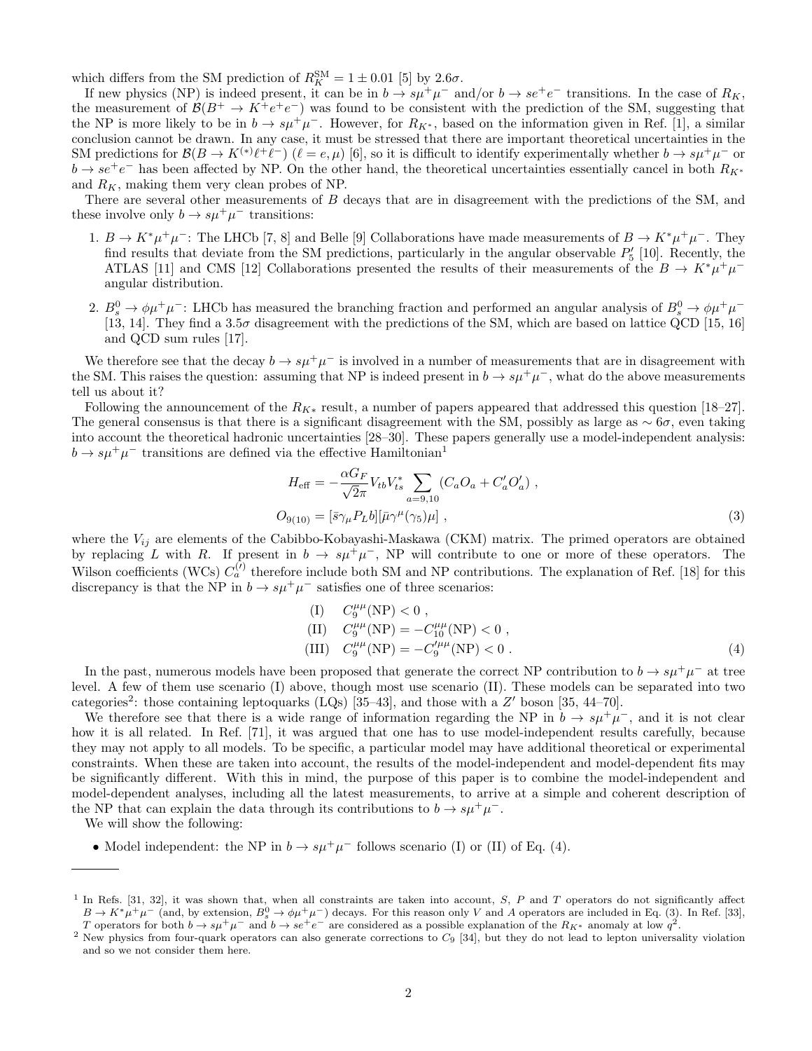which differs from the SM prediction of $R_K^{\rm SM} = 1 \pm 0.01$ [5] by $2.6\sigma$.

If new physics (NP) is indeed present, it can be in $b \to s\mu^+\mu^-$ and/or $b \to se^+e^-$ transitions. In the case of $R_K$, the measurement of $\mathcal{B}(B^+ \to K^+e^+e^-)$ was found to be consistent with the prediction of the SM, suggesting that the NP is more likely to be in $b \to s\mu^+\mu^-$. However, for $R_{K^*}$, based on the information given in Ref. [1], a similar conclusion cannot be drawn. In any case, it must be stressed that there are important theoretical uncertainties in the SM predictions for $\mathcal{B}(B \to K^{(*)}\ell^+\ell^-)$ ($\ell = e, \mu$) [6], so it is difficult to identify experimentally whether $b \to s\mu^+\mu^-$ or $b \to se^+e^-$ has been affected by NP. On the other hand, the theoretical uncertainties essentially cancel in both $R_{K^*}$ and $R_K$, making them very clean probes of NP.

There are several other measurements of $B$ decays that are in disagreement with the predictions of the SM, and these involve only $b \to s\mu^+\mu^-$ transitions:

1. $B \to K^*\mu^+\mu^-$: The LHCb [7, 8] and Belle [9] Collaborations have made measurements of $B \to K^*\mu^+\mu^-$. They find results that deviate from the SM predictions, particularly in the angular observable $P_5'$ [10]. Recently, the ATLAS [11] and CMS [12] Collaborations presented the results of their measurements of the $B \to K^*\mu^+\mu^-$ angular distribution.

2. $B_s^0 \to \phi\mu^+\mu^-$: LHCb has measured the branching fraction and performed an angular analysis of $B_s^0 \to \phi\mu^+\mu^-$ [13, 14]. They find a $3.5\sigma$ disagreement with the predictions of the SM, which are based on lattice QCD [15, 16] and QCD sum rules [17].

We therefore see that the decay $b \to s\mu^+\mu^-$ is involved in a number of measurements that are in disagreement with the SM. This raises the question: assuming that NP is indeed present in $b \to s\mu^+\mu^-$, what do the above measurements tell us about it?

Following the announcement of the $R_{K*}$ result, a number of papers appeared that addressed this question [18–27]. The general consensus is that there is a significant disagreement with the SM, possibly as large as $\sim 6\sigma$, even taking into account the theoretical hadronic uncertainties [28–30]. These papers generally use a model-independent analysis: $b \to s\mu^+\mu^-$ transitions are defined via the effective Hamiltonian[1]

$$
\begin{aligned}
H_{\rm eff} &= -\frac{\alpha G_F}{\sqrt{2}\pi} V_{tb}V_{ts}^* \sum_{a=9,10} \left( C_a O_a + C_a' O_a' \right) , \\
O_{9(10)} &= [\bar{s}\gamma_\mu P_L b][\bar{\mu}\gamma^\mu(\gamma_5)\mu] ,
\end{aligned}
\tag{3}
$$

where the $V_{ij}$ are elements of the Cabibbo-Kobayashi-Maskawa (CKM) matrix. The primed operators are obtained by replacing $L$ with $R$. If present in $b \to s\mu^+\mu^-$, NP will contribute to one or more of these operators. The Wilson coefficients (WCs) $C_a^{(\prime)}$ therefore include both SM and NP contributions. The explanation of Ref. [18] for this discrepancy is that the NP in $b \to s\mu^+\mu^-$ satisfies one of three scenarios:

$$
\begin{aligned}
&\text{(I)} \quad C_9^{\mu\mu}(\text{NP}) < 0 , \\
&\text{(II)} \quad C_9^{\mu\mu}(\text{NP}) = -C_{10}^{\mu\mu}(\text{NP}) < 0 , \\
&\text{(III)} \quad C_9^{\mu\mu}(\text{NP}) = -C_9^{\prime\mu\mu}(\text{NP}) < 0 .
\end{aligned}
\tag{4}
$$

In the past, numerous models have been proposed that generate the correct NP contribution to $b \to s\mu^+\mu^-$ at tree level. A few of them use scenario (I) above, though most use scenario (II). These models can be separated into two categories[2]: those containing leptoquarks (LQs) [35–43], and those with a $Z'$ boson [35, 44–70].

We therefore see that there is a wide range of information regarding the NP in $b \to s\mu^+\mu^-$, and it is not clear how it is all related. In Ref. [71], it was argued that one has to use model-independent results carefully, because they may not apply to all models. To be specific, a particular model may have additional theoretical or experimental constraints. When these are taken into account, the results of the model-independent and model-dependent fits may be significantly different. With this in mind, the purpose of this paper is to combine the model-independent and model-dependent analyses, including all the latest measurements, to arrive at a simple and coherent description of the NP that can explain the data through its contributions to $b \to s\mu^+\mu^-$.

We will show the following:

- Model independent: the NP in $b \to s\mu^+\mu^-$ follows scenario (I) or (II) of Eq. (4).

---

[1] In Refs. [31, 32], it was shown that, when all constraints are taken into account, $S$, $P$ and $T$ operators do not significantly affect $B \to K^*\mu^+\mu^-$ (and, by extension, $B_s^0 \to \phi\mu^+\mu^-$) decays. For this reason only $V$ and $A$ operators are included in Eq. (3). In Ref. [33], $T$ operators for both $b \to s\mu^+\mu^-$ and $b \to se^+e^-$ are considered as a possible explanation of the $R_{K^*}$ anomaly at low $q^2$.

[2] New physics from four-quark operators can also generate corrections to $C_9$ [34], but they do not lead to lepton universality violation and so we not consider them here.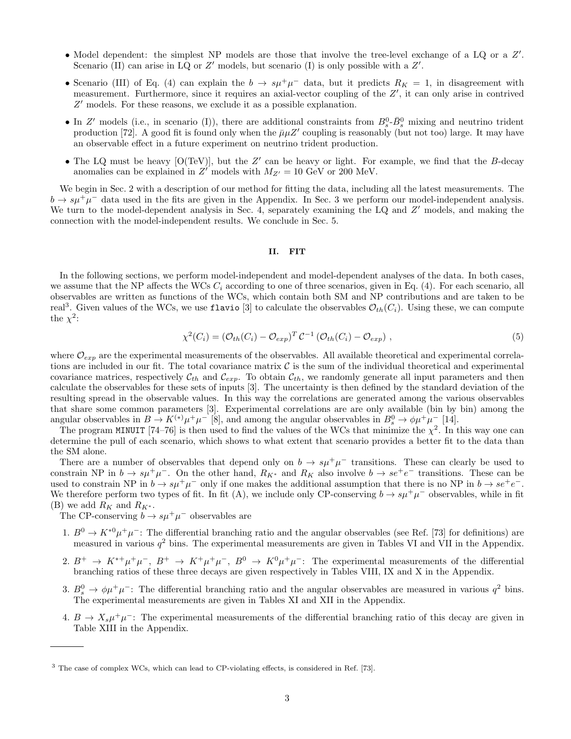- Model dependent: the simplest NP models are those that involve the tree-level exchange of a LQ or a $Z'$. Scenario (II) can arise in LQ or $Z'$ models, but scenario (I) is only possible with a $Z'$.
- Scenario (III) of Eq. (4) can explain the $b \to s\mu^+\mu^-$ data, but it predicts $R_K = 1$, in disagreement with measurement. Furthermore, since it requires an axial-vector coupling of the $Z'$, it can only arise in contrived $Z'$ models. For these reasons, we exclude it as a possible explanation.
- In $Z'$ models (i.e., in scenario (I)), there are additional constraints from $B_s^0$-$\bar{B}_s^0$ mixing and neutrino trident production [72]. A good fit is found only when the $\bar{\mu}\mu Z'$ coupling is reasonably (but not too) large. It may have an observable effect in a future experiment on neutrino trident production.
- The LQ must be heavy [O(TeV)], but the $Z'$ can be heavy or light. For example, we find that the $B$-decay anomalies can be explained in $Z'$ models with $M_{Z'} = 10$ GeV or 200 MeV.

We begin in Sec. 2 with a description of our method for fitting the data, including all the latest measurements. The $b \to s\mu^+\mu^-$ data used in the fits are given in the Appendix. In Sec. 3 we perform our model-independent analysis. We turn to the model-dependent analysis in Sec. 4, separately examining the LQ and $Z'$ models, and making the connection with the model-independent results. We conclude in Sec. 5.

## II. FIT

In the following sections, we perform model-independent and model-dependent analyses of the data. In both cases, we assume that the NP affects the WCs $C_i$ according to one of three scenarios, given in Eq. (4). For each scenario, all observables are written as functions of the WCs, which contain both SM and NP contributions and are taken to be real[3]. Given values of the WCs, we use `flavio` [3] to calculate the observables $\mathcal{O}_{th}(C_i)$. Using these, we can compute the $\chi^2$:

$$\chi^2(C_i) = (\mathcal{O}_{th}(C_i) - \mathcal{O}_{exp})^T \, \mathcal{C}^{-1} \, (\mathcal{O}_{th}(C_i) - \mathcal{O}_{exp}) \, , \tag{5}$$

where $\mathcal{O}_{exp}$ are the experimental measurements of the observables. All available theoretical and experimental correlations are included in our fit. The total covariance matrix $\mathcal{C}$ is the sum of the individual theoretical and experimental covariance matrices, respectively $\mathcal{C}_{th}$ and $\mathcal{C}_{exp}$. To obtain $\mathcal{C}_{th}$, we randomly generate all input parameters and then calculate the observables for these sets of inputs [3]. The uncertainty is then defined by the standard deviation of the resulting spread in the observable values. In this way the correlations are generated among the various observables that share some common parameters [3]. Experimental correlations are are only available (bin by bin) among the angular observables in $B \to K^{(*)}\mu^+\mu^-$ [8], and among the angular observables in $B_s^0 \to \phi\mu^+\mu^-$ [14].

The program `MINUIT` [74–76] is then used to find the values of the WCs that minimize the $\chi^2$. In this way one can determine the pull of each scenario, which shows to what extent that scenario provides a better fit to the data than the SM alone.

There are a number of observables that depend only on $b \to s\mu^+\mu^-$ transitions. These can clearly be used to constrain NP in $b \to s\mu^+\mu^-$. On the other hand, $R_{K^*}$ and $R_K$ also involve $b \to se^+e^-$ transitions. These can be used to constrain NP in $b \to s\mu^+\mu^-$ only if one makes the additional assumption that there is no NP in $b \to se^+e^-$. We therefore perform two types of fit. In fit (A), we include only CP-conserving $b \to s\mu^+\mu^-$ observables, while in fit (B) we add $R_K$ and $R_{K^*}$.

The CP-conserving $b \to s\mu^+\mu^-$ observables are

1. $B^0 \to K^{*0}\mu^+\mu^-$: The differential branching ratio and the angular observables (see Ref. [73] for definitions) are measured in various $q^2$ bins. The experimental measurements are given in Tables VI and VII in the Appendix.
2. $B^+ \to K^{*+}\mu^+\mu^-$, $B^+ \to K^+\mu^+\mu^-$, $B^0 \to K^0\mu^+\mu^-$: The experimental measurements of the differential branching ratios of these three decays are given respectively in Tables VIII, IX and X in the Appendix.
3. $B_s^0 \to \phi\mu^+\mu^-$: The differential branching ratio and the angular observables are measured in various $q^2$ bins. The experimental measurements are given in Tables XI and XII in the Appendix.
4. $B \to X_s\mu^+\mu^-$: The experimental measurements of the differential branching ratio of this decay are given in Table XIII in the Appendix.

[3] The case of complex WCs, which can lead to CP-violating effects, is considered in Ref. [73].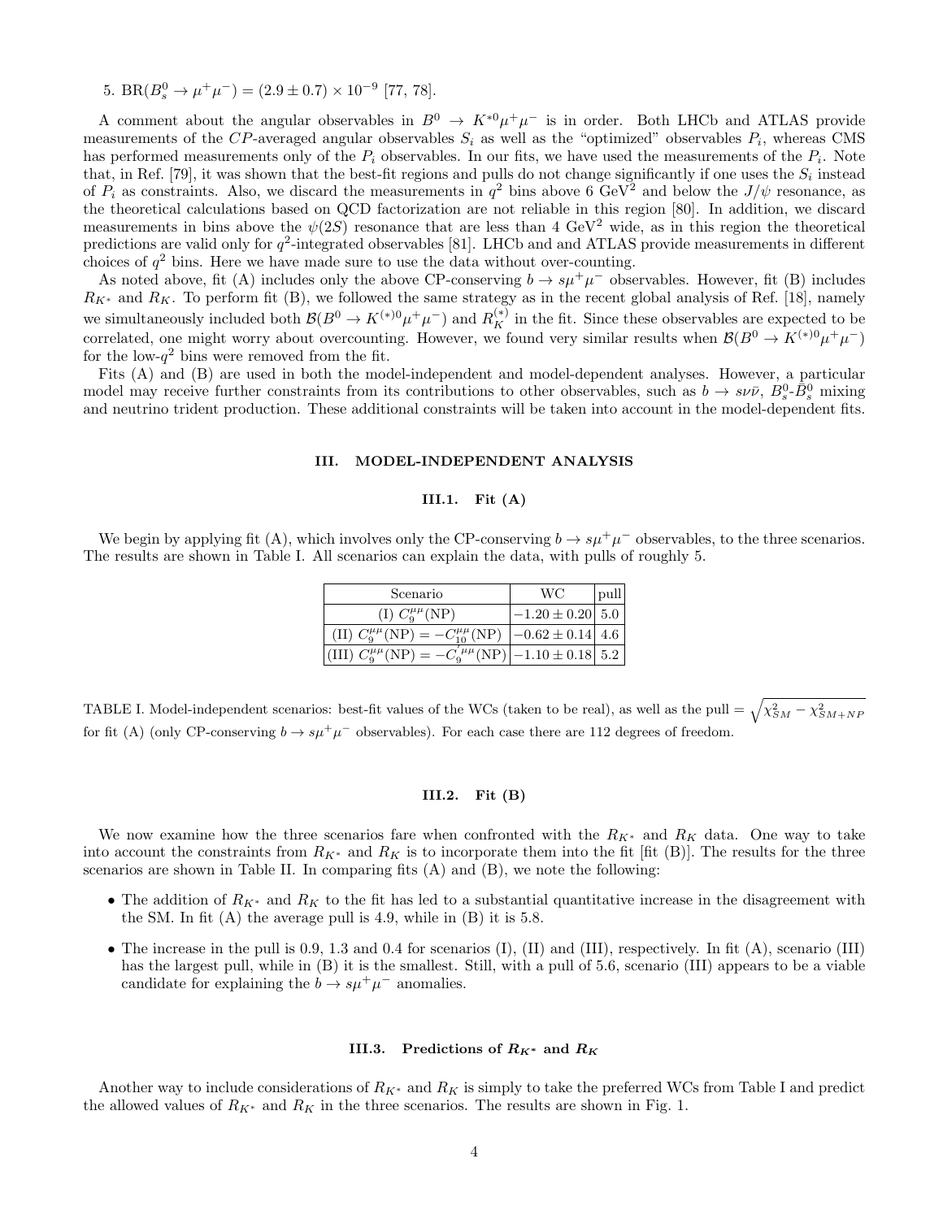5. $\text{BR}(B_s^0 \to \mu^+\mu^-) = (2.9 \pm 0.7) \times 10^{-9}$ [77, 78].

A comment about the angular observables in $B^0 \to K^{*0}\mu^+\mu^-$ is in order. Both LHCb and ATLAS provide measurements of the $CP$-averaged angular observables $S_i$ as well as the "optimized" observables $P_i$, whereas CMS has performed measurements only of the $P_i$ observables. In our fits, we have used the measurements of the $P_i$. Note that, in Ref. [79], it was shown that the best-fit regions and pulls do not change significantly if one uses the $S_i$ instead of $P_i$ as constraints. Also, we discard the measurements in $q^2$ bins above 6 GeV$^2$ and below the $J/\psi$ resonance, as the theoretical calculations based on QCD factorization are not reliable in this region [80]. In addition, we discard measurements in bins above the $\psi(2S)$ resonance that are less than 4 GeV$^2$ wide, as in this region the theoretical predictions are valid only for $q^2$-integrated observables [81]. LHCb and and ATLAS provide measurements in different choices of $q^2$ bins. Here we have made sure to use the data without over-counting.

As noted above, fit (A) includes only the above CP-conserving $b \to s\mu^+\mu^-$ observables. However, fit (B) includes $R_{K^*}$ and $R_K$. To perform fit (B), we followed the same strategy as in the recent global analysis of Ref. [18], namely we simultaneously included both $\mathcal{B}(B^0 \to K^{(*)0}\mu^+\mu^-)$ and $R_K^{(*)}$ in the fit. Since these observables are expected to be correlated, one might worry about overcounting. However, we found very similar results when $\mathcal{B}(B^0 \to K^{(*)0}\mu^+\mu^-)$ for the low-$q^2$ bins were removed from the fit.

Fits (A) and (B) are used in both the model-independent and model-dependent analyses. However, a particular model may receive further constraints from its contributions to other observables, such as $b \to s\nu\bar{\nu}$, $B_s^0$-$\bar{B}_s^0$ mixing and neutrino trident production. These additional constraints will be taken into account in the model-dependent fits.

## III. MODEL-INDEPENDENT ANALYSIS

### III.1. Fit (A)

We begin by applying fit (A), which involves only the CP-conserving $b \to s\mu^+\mu^-$ observables, to the three scenarios. The results are shown in Table I. All scenarios can explain the data, with pulls of roughly 5.

| Scenario | WC | pull |
|---|---|---|
| (I) $C_9^{\mu\mu}(\text{NP})$ | $-1.20 \pm 0.20$ | 5.0 |
| (II) $C_9^{\mu\mu}(\text{NP}) = -C_{10}^{\mu\mu}(\text{NP})$ | $-0.62 \pm 0.14$ | 4.6 |
| (III) $C_9^{\mu\mu}(\text{NP}) = -C_9^{\prime\mu\mu}(\text{NP})$ | $-1.10 \pm 0.18$ | 5.2 |

TABLE I. Model-independent scenarios: best-fit values of the WCs (taken to be real), as well as the pull $= \sqrt{\chi^2_{SM} - \chi^2_{SM+NP}}$ for fit (A) (only CP-conserving $b \to s\mu^+\mu^-$ observables). For each case there are 112 degrees of freedom.

### III.2. Fit (B)

We now examine how the three scenarios fare when confronted with the $R_{K^*}$ and $R_K$ data. One way to take into account the constraints from $R_{K^*}$ and $R_K$ is to incorporate them into the fit [fit (B)]. The results for the three scenarios are shown in Table II. In comparing fits (A) and (B), we note the following:

- The addition of $R_{K^*}$ and $R_K$ to the fit has led to a substantial quantitative increase in the disagreement with the SM. In fit (A) the average pull is 4.9, while in (B) it is 5.8.
- The increase in the pull is 0.9, 1.3 and 0.4 for scenarios (I), (II) and (III), respectively. In fit (A), scenario (III) has the largest pull, while in (B) it is the smallest. Still, with a pull of 5.6, scenario (III) appears to be a viable candidate for explaining the $b \to s\mu^+\mu^-$ anomalies.

### III.3. Predictions of $R_{K^*}$ and $R_K$

Another way to include considerations of $R_{K^*}$ and $R_K$ is simply to take the preferred WCs from Table I and predict the allowed values of $R_{K^*}$ and $R_K$ in the three scenarios. The results are shown in Fig. 1.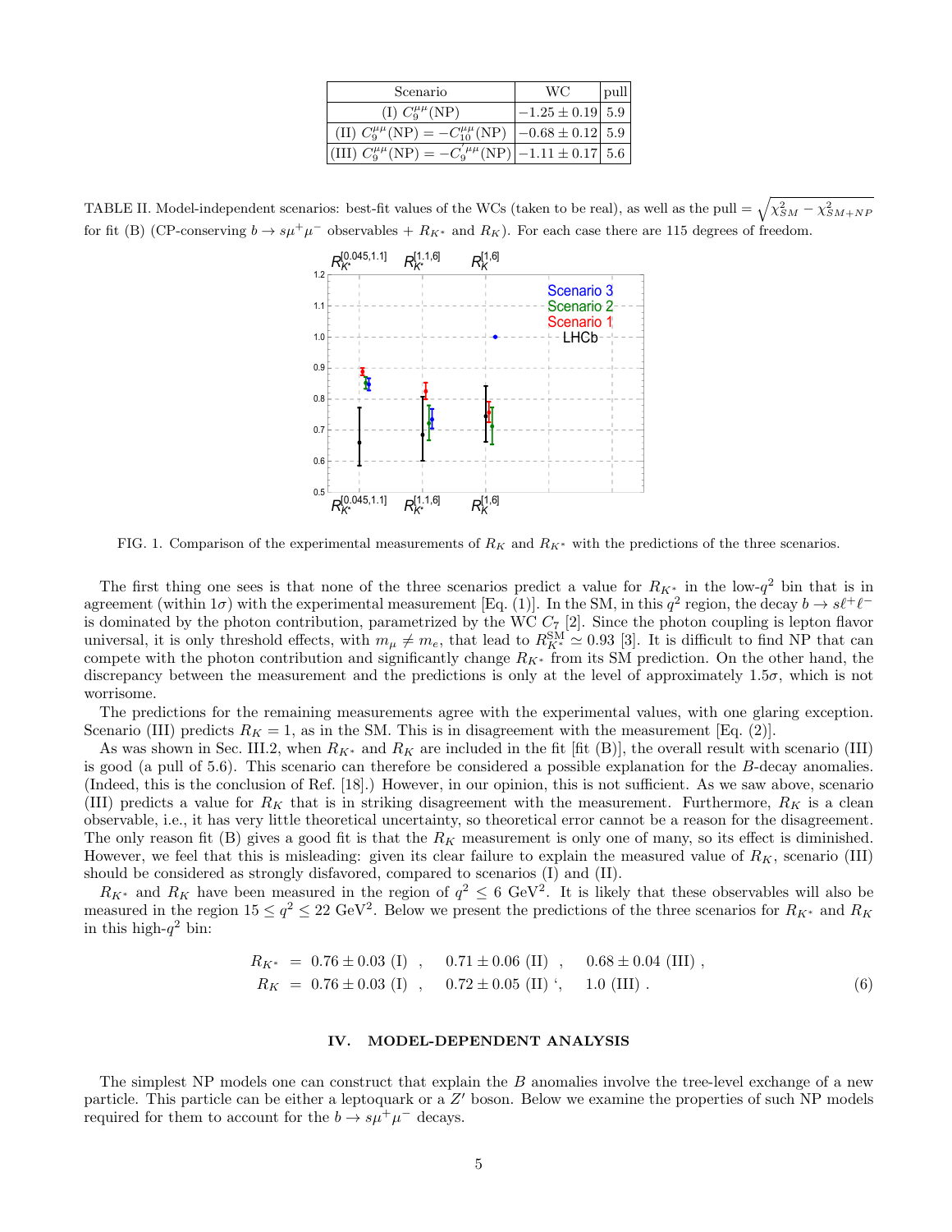| Scenario | WC | pull |
|---|---|---|
| (I) $C_9^{\mu\mu}(\mathrm{NP})$ | $-1.25 \pm 0.19$ | 5.9 |
| (II) $C_9^{\mu\mu}(\mathrm{NP}) = -C_{10}^{\mu\mu}(\mathrm{NP})$ | $-0.68 \pm 0.12$ | 5.9 |
| (III) $C_9^{\mu\mu}(\mathrm{NP}) = -C_9^{\prime\mu\mu}(\mathrm{NP})$ | $-1.11 \pm 0.17$ | 5.6 |

TABLE II. Model-independent scenarios: best-fit values of the WCs (taken to be real), as well as the pull $= \sqrt{\chi^2_{SM} - \chi^2_{SM+NP}}$ for fit (B) (CP-conserving $b \to s\mu^+\mu^-$ observables + $R_{K^*}$ and $R_K$). For each case there are 115 degrees of freedom.

FIG. 1. Comparison of the experimental measurements of $R_K$ and $R_{K^*}$ with the predictions of the three scenarios.

The first thing one sees is that none of the three scenarios predict a value for $R_{K^*}$ in the low-$q^2$ bin that is in agreement (within $1\sigma$) with the experimental measurement [Eq. (1)]. In the SM, in this $q^2$ region, the decay $b \to s\ell^+\ell^-$ is dominated by the photon contribution, parametrized by the WC $C_7$ [2]. Since the photon coupling is lepton flavor universal, it is only threshold effects, with $m_\mu \neq m_e$, that lead to $R_{K^*}^{\mathrm{SM}} \simeq 0.93$ [3]. It is difficult to find NP that can compete with the photon contribution and significantly change $R_{K^*}$ from its SM prediction. On the other hand, the discrepancy between the measurement and the predictions is only at the level of approximately $1.5\sigma$, which is not worrisome.

The predictions for the remaining measurements agree with the experimental values, with one glaring exception. Scenario (III) predicts $R_K = 1$, as in the SM. This is in disagreement with the measurement [Eq. (2)].

As was shown in Sec. III.2, when $R_{K^*}$ and $R_K$ are included in the fit [fit (B)], the overall result with scenario (III) is good (a pull of 5.6). This scenario can therefore be considered a possible explanation for the $B$-decay anomalies. (Indeed, this is the conclusion of Ref. [18].) However, in our opinion, this is not sufficient. As we saw above, scenario (III) predicts a value for $R_K$ that is in striking disagreement with the measurement. Furthermore, $R_K$ is a clean observable, i.e., it has very little theoretical uncertainty, so theoretical error cannot be a reason for the disagreement. The only reason fit (B) gives a good fit is that the $R_K$ measurement is only one of many, so its effect is diminished. However, we feel that this is misleading: given its clear failure to explain the measured value of $R_K$, scenario (III) should be considered as strongly disfavored, compared to scenarios (I) and (II).

$R_{K^*}$ and $R_K$ have been measured in the region of $q^2 \leq 6$ GeV$^2$. It is likely that these observables will also be measured in the region $15 \leq q^2 \leq 22$ GeV$^2$. Below we present the predictions of the three scenarios for $R_{K^*}$ and $R_K$ in this high-$q^2$ bin:

$$
\begin{aligned}
R_{K^*} &= 0.76 \pm 0.03 \text{ (I)} \ , \quad 0.71 \pm 0.06 \text{ (II)} \ , \quad 0.68 \pm 0.04 \text{ (III)} \ , \\
R_K &= 0.76 \pm 0.03 \text{ (I)} \ , \quad 0.72 \pm 0.05 \text{ (II)} \ `, \quad 1.0 \text{ (III)} \ .
\end{aligned} \tag{6}
$$

## IV. MODEL-DEPENDENT ANALYSIS

The simplest NP models one can construct that explain the $B$ anomalies involve the tree-level exchange of a new particle. This particle can be either a leptoquark or a $Z'$ boson. Below we examine the properties of such NP models required for them to account for the $b \to s\mu^+\mu^-$ decays.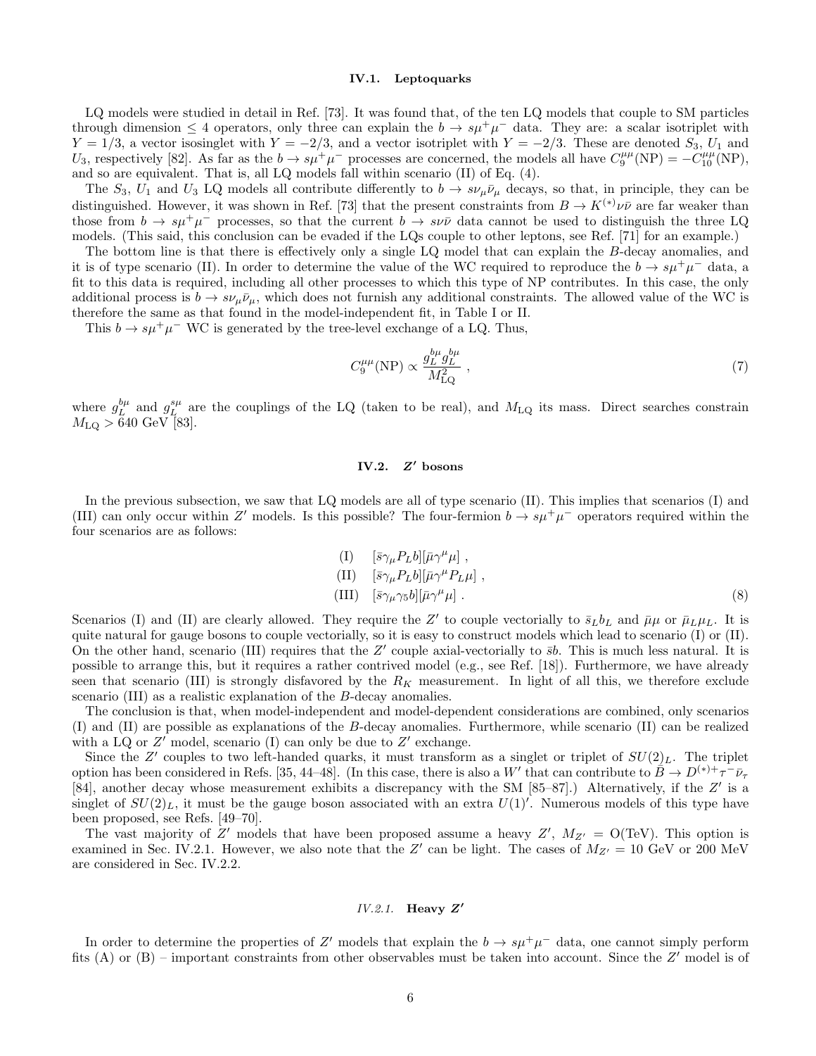### IV.1. Leptoquarks

LQ models were studied in detail in Ref. [73]. It was found that, of the ten LQ models that couple to SM particles through dimension $\le 4$ operators, only three can explain the $b \to s\mu^+\mu^-$ data. They are: a scalar isotriplet with $Y = 1/3$, a vector isosinglet with $Y = -2/3$, and a vector isotriplet with $Y = -2/3$. These are denoted $S_3$, $U_1$ and $U_3$, respectively [82]. As far as the $b \to s\mu^+\mu^-$ processes are concerned, the models all have $C_9^{\mu\mu}(\text{NP}) = -C_{10}^{\mu\mu}(\text{NP})$, and so are equivalent. That is, all LQ models fall within scenario (II) of Eq. (4).

The $S_3$, $U_1$ and $U_3$ LQ models all contribute differently to $b \to s\nu_\mu\bar{\nu}_\mu$ decays, so that, in principle, they can be distinguished. However, it was shown in Ref. [73] that the present constraints from $B \to K^{(*)}\nu\bar{\nu}$ are far weaker than those from $b \to s\mu^+\mu^-$ processes, so that the current $b \to s\nu\bar{\nu}$ data cannot be used to distinguish the three LQ models. (This said, this conclusion can be evaded if the LQs couple to other leptons, see Ref. [71] for an example.)

The bottom line is that there is effectively only a single LQ model that can explain the $B$-decay anomalies, and it is of type scenario (II). In order to determine the value of the WC required to reproduce the $b \to s\mu^+\mu^-$ data, a fit to this data is required, including all other processes to which this type of NP contributes. In this case, the only additional process is $b \to s\nu_\mu\bar{\nu}_\mu$, which does not furnish any additional constraints. The allowed value of the WC is therefore the same as that found in the model-independent fit, in Table I or II.

This $b \to s\mu^+\mu^-$ WC is generated by the tree-level exchange of a LQ. Thus,

$$C_9^{\mu\mu}(\text{NP}) \propto \frac{g_L^{b\mu} g_L^{b\mu}}{M_{\text{LQ}}^2} , \tag{7}$$

where $g_L^{b\mu}$ and $g_L^{s\mu}$ are the couplings of the LQ (taken to be real), and $M_{\text{LQ}}$ its mass. Direct searches constrain $M_{\text{LQ}} > 640$ GeV [83].

### IV.2. $Z'$ bosons

In the previous subsection, we saw that LQ models are all of type scenario (II). This implies that scenarios (I) and (III) can only occur within $Z'$ models. Is this possible? The four-fermion $b \to s\mu^+\mu^-$ operators required within the four scenarios are as follows:

$$\begin{aligned} &\text{(I)} \quad [\bar{s}\gamma_\mu P_L b][\bar{\mu}\gamma^\mu \mu] , \\ &\text{(II)} \quad [\bar{s}\gamma_\mu P_L b][\bar{\mu}\gamma^\mu P_L \mu] , \\ &\text{(III)} \quad [\bar{s}\gamma_\mu \gamma_5 b][\bar{\mu}\gamma^\mu \mu] . \end{aligned} \tag{8}$$

Scenarios (I) and (II) are clearly allowed. They require the $Z'$ to couple vectorially to $\bar{s}_L b_L$ and $\bar{\mu}\mu$ or $\bar{\mu}_L \mu_L$. It is quite natural for gauge bosons to couple vectorially, so it is easy to construct models which lead to scenario (I) or (II). On the other hand, scenario (III) requires that the $Z'$ couple axial-vectorially to $\bar{s}b$. This is much less natural. It is possible to arrange this, but it requires a rather contrived model (e.g., see Ref. [18]). Furthermore, we have already seen that scenario (III) is strongly disfavored by the $R_K$ measurement. In light of all this, we therefore exclude scenario (III) as a realistic explanation of the $B$-decay anomalies.

The conclusion is that, when model-independent and model-dependent considerations are combined, only scenarios (I) and (II) are possible as explanations of the $B$-decay anomalies. Furthermore, while scenario (II) can be realized with a LQ or $Z'$ model, scenario (I) can only be due to $Z'$ exchange.

Since the $Z'$ couples to two left-handed quarks, it must transform as a singlet or triplet of $SU(2)_L$. The triplet option has been considered in Refs. [35, 44–48]. (In this case, there is also a $W'$ that can contribute to $\bar{B} \to D^{(*)+}\tau^-\bar{\nu}_\tau$ [84], another decay whose measurement exhibits a discrepancy with the SM [85–87].) Alternatively, if the $Z'$ is a singlet of $SU(2)_L$, it must be the gauge boson associated with an extra $U(1)'$. Numerous models of this type have been proposed, see Refs. [49–70].

The vast majority of $Z'$ models that have been proposed assume a heavy $Z'$, $M_{Z'} = \text{O(TeV)}$. This option is examined in Sec. IV.2.1. However, we also note that the $Z'$ can be light. The cases of $M_{Z'} = 10$ GeV or 200 MeV are considered in Sec. IV.2.2.

#### *IV.2.1.* Heavy $Z'$

In order to determine the properties of $Z'$ models that explain the $b \to s\mu^+\mu^-$ data, one cannot simply perform fits (A) or (B) – important constraints from other observables must be taken into account. Since the $Z'$ model is of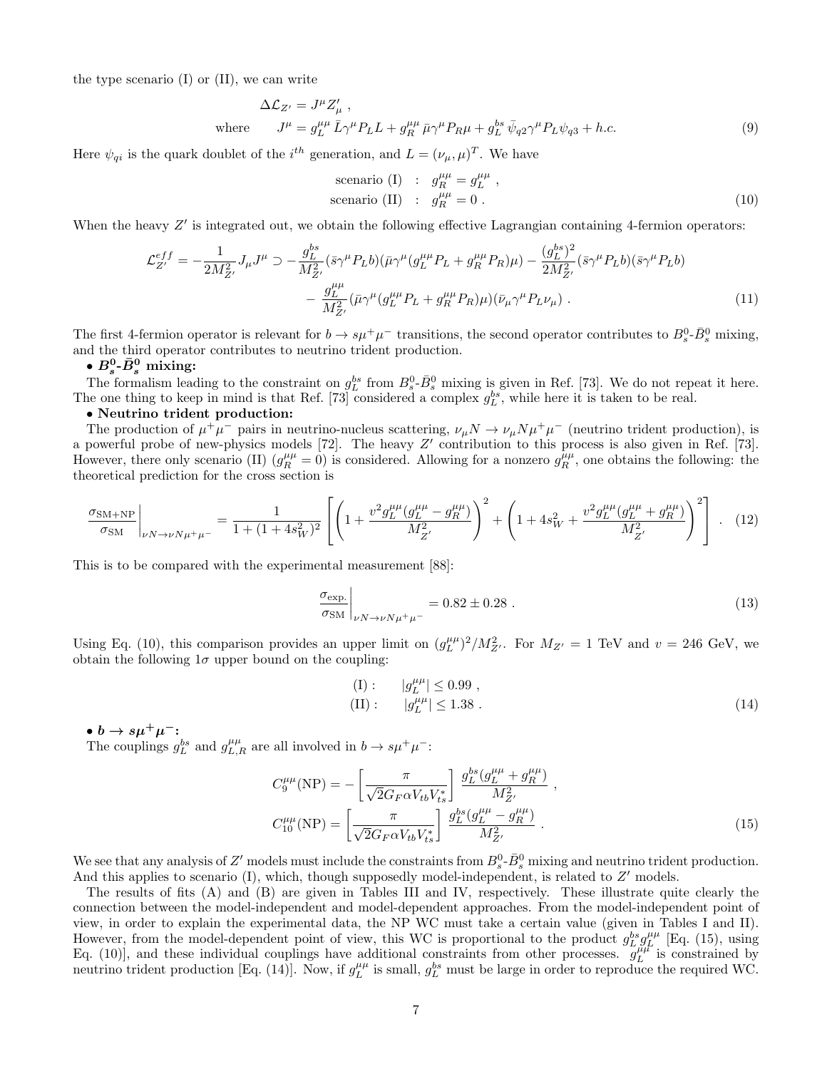the type scenario (I) or (II), we can write

$$\Delta\mathcal{L}_{Z'} = J^\mu Z'_\mu \ ,$$
$$\text{where} \qquad J^\mu = g_L^{\mu\mu}\,\bar{L}\gamma^\mu P_L L + g_R^{\mu\mu}\,\bar{\mu}\gamma^\mu P_R \mu + g_L^{bs}\,\bar{\psi}_{q2}\gamma^\mu P_L \psi_{q3} + h.c. \tag{9}$$

Here $\psi_{qi}$ is the quark doublet of the $i^{th}$ generation, and $L = (\nu_\mu, \mu)^T$. We have

$$\begin{aligned} \text{scenario (I)} \quad &: \quad g_R^{\mu\mu} = g_L^{\mu\mu} \ , \\ \text{scenario (II)} \quad &: \quad g_R^{\mu\mu} = 0 \ . \end{aligned} \tag{10}$$

When the heavy $Z'$ is integrated out, we obtain the following effective Lagrangian containing 4-fermion operators:

$$\begin{aligned} \mathcal{L}_{Z'}^{eff} = -\frac{1}{2M_{Z'}^2} J_\mu J^\mu \supset &-\frac{g_L^{bs}}{M_{Z'}^2}(\bar{s}\gamma^\mu P_L b)(\bar{\mu}\gamma^\mu(g_L^{\mu\mu}P_L + g_R^{\mu\mu}P_R)\mu) - \frac{(g_L^{bs})^2}{2M_{Z'}^2}(\bar{s}\gamma^\mu P_L b)(\bar{s}\gamma^\mu P_L b) \\ &- \frac{g_L^{\mu\mu}}{M_{Z'}^2}(\bar{\mu}\gamma^\mu(g_L^{\mu\mu}P_L + g_R^{\mu\mu}P_R)\mu)(\bar{\nu}_\mu\gamma^\mu P_L \nu_\mu) \ . \end{aligned} \tag{11}$$

The first 4-fermion operator is relevant for $b \to s\mu^+\mu^-$ transitions, the second operator contributes to $B_s^0$-$\bar{B}_s^0$ mixing, and the third operator contributes to neutrino trident production.

• **$B_s^0$-$\bar{B}_s^0$ mixing:**

The formalism leading to the constraint on $g_L^{bs}$ from $B_s^0$-$\bar{B}_s^0$ mixing is given in Ref. [73]. We do not repeat it here. The one thing to keep in mind is that Ref. [73] considered a complex $g_L^{bs}$, while here it is taken to be real.

• **Neutrino trident production:**

The production of $\mu^+\mu^-$ pairs in neutrino-nucleus scattering, $\nu_\mu N \to \nu_\mu N \mu^+\mu^-$ (neutrino trident production), is a powerful probe of new-physics models [72]. The heavy $Z'$ contribution to this process is also given in Ref. [73]. However, there only scenario (II) ($g_R^{\mu\mu} = 0$) is considered. Allowing for a nonzero $g_R^{\mu\mu}$, one obtains the following: the theoretical prediction for the cross section is

$$\left.\frac{\sigma_{\rm SM+NP}}{\sigma_{\rm SM}}\right|_{\nu N\to\nu N\mu^+\mu^-} = \frac{1}{1+(1+4s_W^2)^2}\left[\left(1+\frac{v^2 g_L^{\mu\mu}(g_L^{\mu\mu}-g_R^{\mu\mu})}{M_{Z'}^2}\right)^2 + \left(1+4s_W^2+\frac{v^2 g_L^{\mu\mu}(g_L^{\mu\mu}+g_R^{\mu\mu})}{M_{Z'}^2}\right)^2\right] \ . \tag{12}$$

This is to be compared with the experimental measurement [88]:

$$\left.\frac{\sigma_{\rm exp.}}{\sigma_{\rm SM}}\right|_{\nu N\to\nu N\mu^+\mu^-} = 0.82 \pm 0.28 \ . \tag{13}$$

Using Eq. (10), this comparison provides an upper limit on $(g_L^{\mu\mu})^2/M_{Z'}^2$. For $M_{Z'} = 1$ TeV and $v = 246$ GeV, we obtain the following $1\sigma$ upper bound on the coupling:

$$\begin{aligned} \text{(I)}: \qquad &|g_L^{\mu\mu}| \le 0.99 \ , \\ \text{(II)}: \qquad &|g_L^{\mu\mu}| \le 1.38 \ . \end{aligned} \tag{14}$$

• **$b \to s\mu^+\mu^-$:**

The couplings $g_L^{bs}$ and $g_{L,R}^{\mu\mu}$ are all involved in $b \to s\mu^+\mu^-$:

$$\begin{aligned} C_9^{\mu\mu}(\text{NP}) &= -\left[\frac{\pi}{\sqrt{2}G_F\alpha V_{tb}V_{ts}^*}\right]\frac{g_L^{bs}(g_L^{\mu\mu}+g_R^{\mu\mu})}{M_{Z'}^2} \ , \\ C_{10}^{\mu\mu}(\text{NP}) &= \left[\frac{\pi}{\sqrt{2}G_F\alpha V_{tb}V_{ts}^*}\right]\frac{g_L^{bs}(g_L^{\mu\mu}-g_R^{\mu\mu})}{M_{Z'}^2} \ . \end{aligned} \tag{15}$$

We see that any analysis of $Z'$ models must include the constraints from $B_s^0$-$\bar{B}_s^0$ mixing and neutrino trident production. And this applies to scenario (I), which, though supposedly model-independent, is related to $Z'$ models.

The results of fits (A) and (B) are given in Tables III and IV, respectively. These illustrate quite clearly the connection between the model-independent and model-dependent approaches. From the model-independent point of view, in order to explain the experimental data, the NP WC must take a certain value (given in Tables I and II). However, from the model-dependent point of view, this WC is proportional to the product $g_L^{bs}g_L^{\mu\mu}$ [Eq. (15), using Eq. (10)], and these individual couplings have additional constraints from other processes. $g_L^{\mu\mu}$ is constrained by neutrino trident production [Eq. (14)]. Now, if $g_L^{\mu\mu}$ is small, $g_L^{bs}$ must be large in order to reproduce the required WC.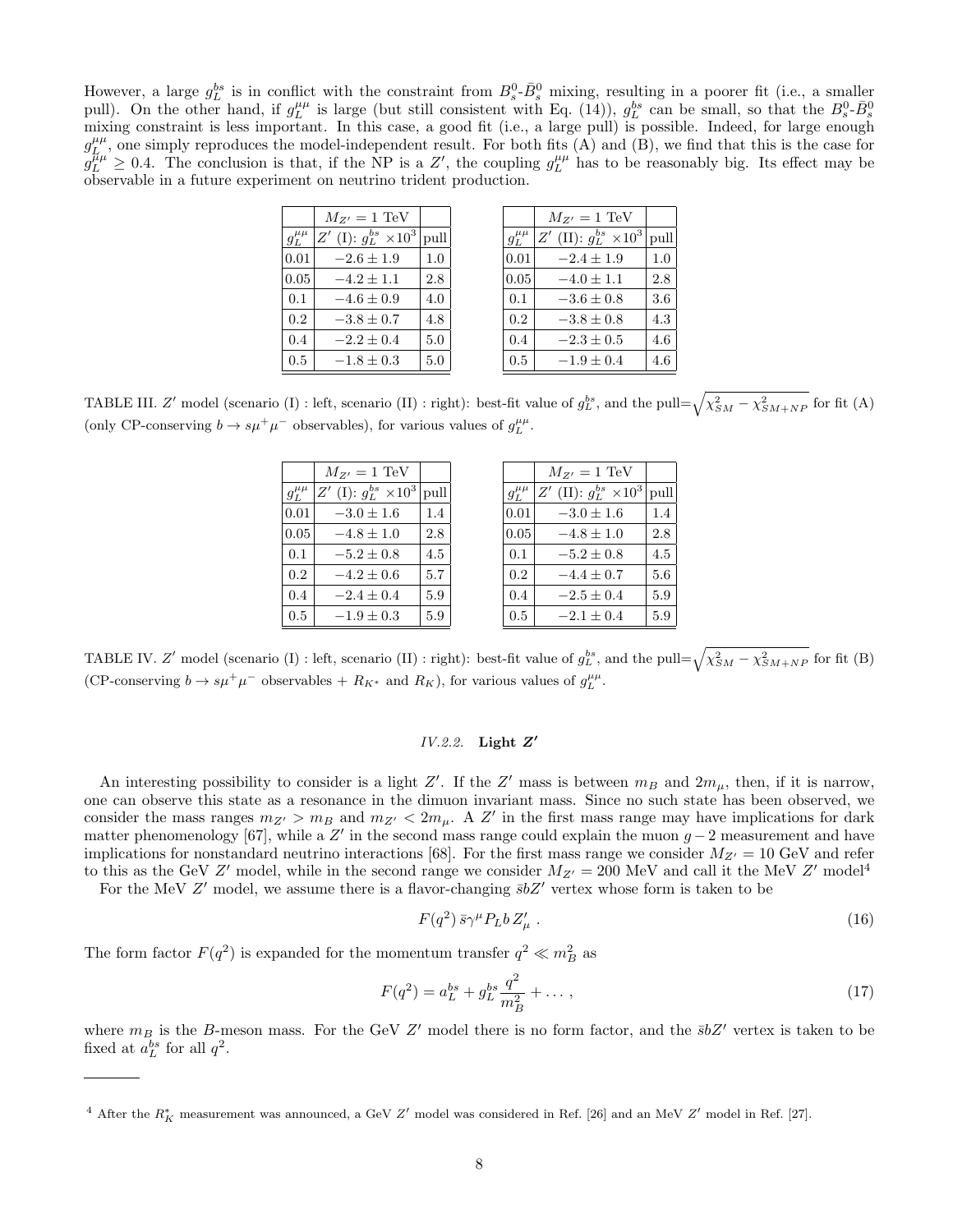However, a large $g_L^{bs}$ is in conflict with the constraint from $B_s^0$-$\bar{B}_s^0$ mixing, resulting in a poorer fit (i.e., a smaller pull). On the other hand, if $g_L^{\mu\mu}$ is large (but still consistent with Eq. (14)), $g_L^{bs}$ can be small, so that the $B_s^0$-$\bar{B}_s^0$ mixing constraint is less important. In this case, a good fit (i.e., a large pull) is possible. Indeed, for large enough $g_L^{\mu\mu}$, one simply reproduces the model-independent result. For both fits (A) and (B), we find that this is the case for $g_L^{\mu\mu} \geq 0.4$. The conclusion is that, if the NP is a $Z'$, the coupling $g_L^{\mu\mu}$ has to be reasonably big. Its effect may be observable in a future experiment on neutrino trident production.

| | $M_{Z'} = 1$ TeV | |
|---|---|---|
| $g_L^{\mu\mu}$ | $Z'$ (I): $g_L^{bs}$ $\times 10^3$ | pull |
| 0.01 | $-2.6 \pm 1.9$ | 1.0 |
| 0.05 | $-4.2 \pm 1.1$ | 2.8 |
| 0.1 | $-4.6 \pm 0.9$ | 4.0 |
| 0.2 | $-3.8 \pm 0.7$ | 4.8 |
| 0.4 | $-2.2 \pm 0.4$ | 5.0 |
| 0.5 | $-1.8 \pm 0.3$ | 5.0 |

| | $M_{Z'} = 1$ TeV | |
|---|---|---|
| $g_L^{\mu\mu}$ | $Z'$ (II): $g_L^{bs}$ $\times 10^3$ | pull |
| 0.01 | $-2.4 \pm 1.9$ | 1.0 |
| 0.05 | $-4.0 \pm 1.1$ | 2.8 |
| 0.1 | $-3.6 \pm 0.8$ | 3.6 |
| 0.2 | $-3.8 \pm 0.8$ | 4.3 |
| 0.4 | $-2.3 \pm 0.5$ | 4.6 |
| 0.5 | $-1.9 \pm 0.4$ | 4.6 |

TABLE III. $Z'$ model (scenario (I) : left, scenario (II) : right): best-fit value of $g_L^{bs}$, and the pull$=\sqrt{\chi^2_{SM} - \chi^2_{SM+NP}}$ for fit (A) (only CP-conserving $b \to s\mu^+\mu^-$ observables), for various values of $g_L^{\mu\mu}$.

| | $M_{Z'} = 1$ TeV | |
|---|---|---|
| $g_L^{\mu\mu}$ | $Z'$ (I): $g_L^{bs}$ $\times 10^3$ | pull |
| 0.01 | $-3.0 \pm 1.6$ | 1.4 |
| 0.05 | $-4.8 \pm 1.0$ | 2.8 |
| 0.1 | $-5.2 \pm 0.8$ | 4.5 |
| 0.2 | $-4.2 \pm 0.6$ | 5.7 |
| 0.4 | $-2.4 \pm 0.4$ | 5.9 |
| 0.5 | $-1.9 \pm 0.3$ | 5.9 |

| | $M_{Z'} = 1$ TeV | |
|---|---|---|
| $g_L^{\mu\mu}$ | $Z'$ (II): $g_L^{bs}$ $\times 10^3$ | pull |
| 0.01 | $-3.0 \pm 1.6$ | 1.4 |
| 0.05 | $-4.8 \pm 1.0$ | 2.8 |
| 0.1 | $-5.2 \pm 0.8$ | 4.5 |
| 0.2 | $-4.4 \pm 0.7$ | 5.6 |
| 0.4 | $-2.5 \pm 0.4$ | 5.9 |
| 0.5 | $-2.1 \pm 0.4$ | 5.9 |

TABLE IV. $Z'$ model (scenario (I) : left, scenario (II) : right): best-fit value of $g_L^{bs}$, and the pull$=\sqrt{\chi^2_{SM} - \chi^2_{SM+NP}}$ for fit (B) (CP-conserving $b \to s\mu^+\mu^-$ observables + $R_{K^*}$ and $R_K$), for various values of $g_L^{\mu\mu}$.

### *IV.2.2.* Light $Z'$

An interesting possibility to consider is a light $Z'$. If the $Z'$ mass is between $m_B$ and $2m_\mu$, then, if it is narrow, one can observe this state as a resonance in the dimuon invariant mass. Since no such state has been observed, we consider the mass ranges $m_{Z'} > m_B$ and $m_{Z'} < 2m_\mu$. A $Z'$ in the first mass range may have implications for dark matter phenomenology [67], while a $Z'$ in the second mass range could explain the muon $g-2$ measurement and have implications for nonstandard neutrino interactions [68]. For the first mass range we consider $M_{Z'} = 10$ GeV and refer to this as the GeV $Z'$ model, while in the second range we consider $M_{Z'} = 200$ MeV and call it the MeV $Z'$ model[4]

For the MeV $Z'$ model, we assume there is a flavor-changing $\bar{s}bZ'$ vertex whose form is taken to be

$$F(q^2)\, \bar{s}\gamma^\mu P_L b\, Z'_\mu \ . \tag{16}$$

The form factor $F(q^2)$ is expanded for the momentum transfer $q^2 \ll m_B^2$ as

$$F(q^2) = a_L^{bs} + g_L^{bs}\frac{q^2}{m_B^2} + \ldots , \tag{17}$$

where $m_B$ is the $B$-meson mass. For the GeV $Z'$ model there is no form factor, and the $\bar{s}bZ'$ vertex is taken to be fixed at $a_L^{bs}$ for all $q^2$.

[4] After the $R_K^*$ measurement was announced, a GeV $Z'$ model was considered in Ref. [26] and an MeV $Z'$ model in Ref. [27].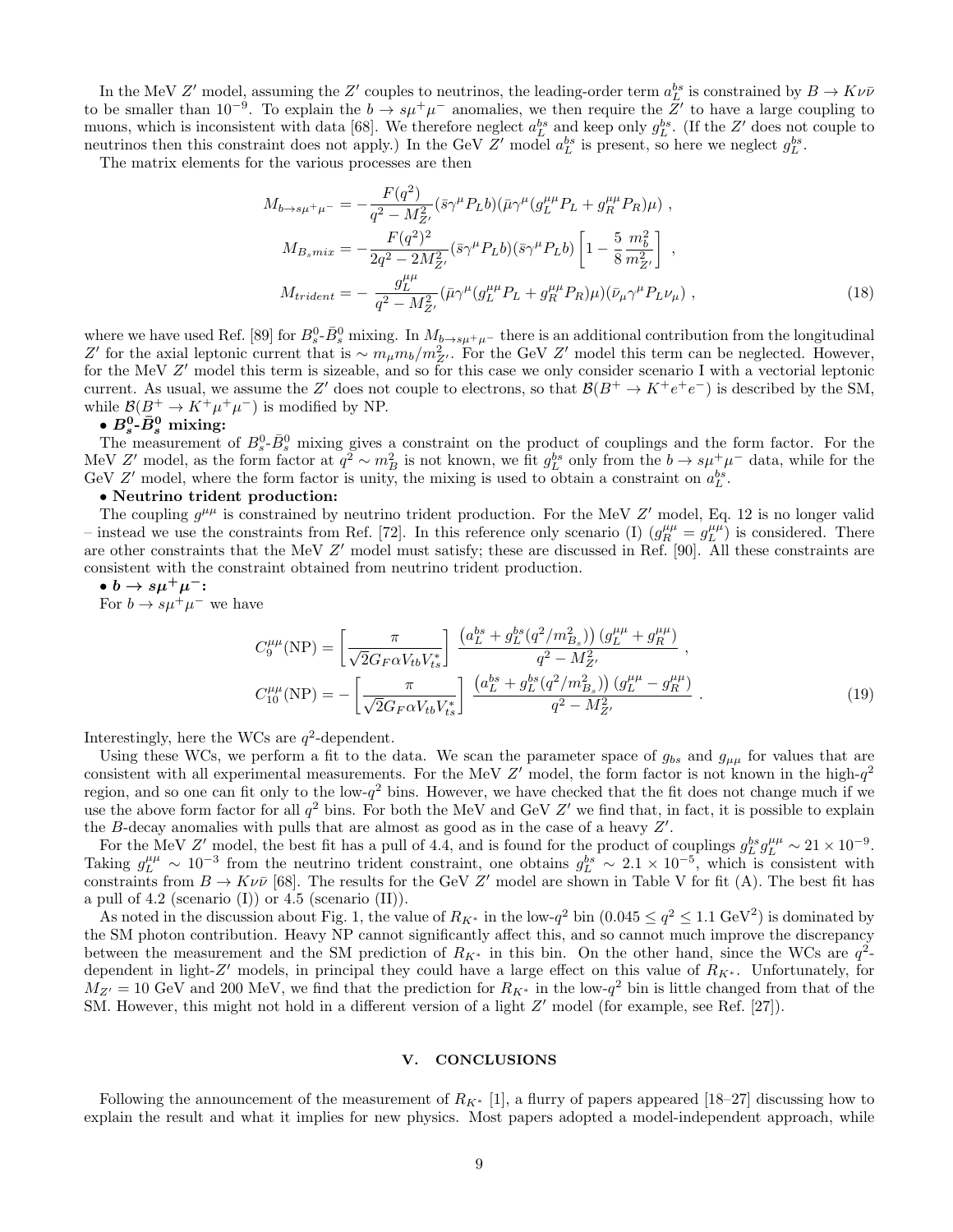In the MeV $Z'$ model, assuming the $Z'$ couples to neutrinos, the leading-order term $a_L^{bs}$ is constrained by $B \to K\nu\bar{\nu}$ to be smaller than $10^{-9}$. To explain the $b \to s\mu^+\mu^-$ anomalies, we then require the $Z'$ to have a large coupling to muons, which is inconsistent with data [68]. We therefore neglect $a_L^{bs}$ and keep only $g_L^{bs}$. (If the $Z'$ does not couple to neutrinos then this constraint does not apply.) In the GeV $Z'$ model $a_L^{bs}$ is present, so here we neglect $g_L^{bs}$.

The matrix elements for the various processes are then

$$
\begin{aligned}
M_{b\to s\mu^+\mu^-} &= -\frac{F(q^2)}{q^2 - M_{Z'}^2}(\bar{s}\gamma^\mu P_L b)(\bar{\mu}\gamma^\mu(g_L^{\mu\mu}P_L + g_R^{\mu\mu}P_R)\mu) \ , \\
M_{B_s mix} &= -\frac{F(q^2)^2}{2q^2 - 2M_{Z'}^2}(\bar{s}\gamma^\mu P_L b)(\bar{s}\gamma^\mu P_L b)\left[1 - \frac{5}{8}\frac{m_b^2}{m_{Z'}^2}\right] \ , \\
M_{trident} &= -\ \frac{g_L^{\mu\mu}}{q^2 - M_{Z'}^2}(\bar{\mu}\gamma^\mu(g_L^{\mu\mu}P_L + g_R^{\mu\mu}P_R)\mu)(\bar{\nu}_\mu\gamma^\mu P_L\nu_\mu) \ ,
\end{aligned}
\tag{18}
$$

where we have used Ref. [89] for $B_s^0$-$\bar{B}_s^0$ mixing. In $M_{b\to s\mu^+\mu^-}$ there is an additional contribution from the longitudinal $Z'$ for the axial leptonic current that is $\sim m_\mu m_b/m_{Z'}^2$. For the GeV $Z'$ model this term can be neglected. However, for the MeV $Z'$ model this term is sizeable, and so for this case we only consider scenario I with a vectorial leptonic current. As usual, we assume the $Z'$ does not couple to electrons, so that $\mathcal{B}(B^+ \to K^+e^+e^-)$ is described by the SM, while $\mathcal{B}(B^+ \to K^+\mu^+\mu^-)$ is modified by NP.

**• $B_s^0$-$\bar{B}_s^0$ mixing:**

The measurement of $B_s^0$-$\bar{B}_s^0$ mixing gives a constraint on the product of couplings and the form factor. For the MeV $Z'$ model, as the form factor at $q^2 \sim m_B^2$ is not known, we fit $g_L^{bs}$ only from the $b \to s\mu^+\mu^-$ data, while for the GeV $Z'$ model, where the form factor is unity, the mixing is used to obtain a constraint on $a_L^{bs}$.

**• Neutrino trident production:**

The coupling $g^{\mu\mu}$ is constrained by neutrino trident production. For the MeV $Z'$ model, Eq. 12 is no longer valid – instead we use the constraints from Ref. [72]. In this reference only scenario (I) ($g_R^{\mu\mu} = g_L^{\mu\mu}$) is considered. There are other constraints that the MeV $Z'$ model must satisfy; these are discussed in Ref. [90]. All these constraints are consistent with the constraint obtained from neutrino trident production.

**• $b \to s\mu^+\mu^-$:**

For $b \to s\mu^+\mu^-$ we have

$$
\begin{aligned}
C_9^{\mu\mu}(\mathrm{NP}) &= \left[\frac{\pi}{\sqrt{2}G_F\alpha V_{tb}V_{ts}^*}\right]\ \frac{\left(a_L^{bs} + g_L^{bs}(q^2/m_{B_s}^2)\right)(g_L^{\mu\mu} + g_R^{\mu\mu})}{q^2 - M_{Z'}^2} \ , \\
C_{10}^{\mu\mu}(\mathrm{NP}) &= -\left[\frac{\pi}{\sqrt{2}G_F\alpha V_{tb}V_{ts}^*}\right]\ \frac{\left(a_L^{bs} + g_L^{bs}(q^2/m_{B_s}^2)\right)(g_L^{\mu\mu} - g_R^{\mu\mu})}{q^2 - M_{Z'}^2} \ .
\end{aligned}
\tag{19}
$$

Interestingly, here the WCs are $q^2$-dependent.

Using these WCs, we perform a fit to the data. We scan the parameter space of $g_{bs}$ and $g_{\mu\mu}$ for values that are consistent with all experimental measurements. For the MeV $Z'$ model, the form factor is not known in the high-$q^2$ region, and so one can fit only to the low-$q^2$ bins. However, we have checked that the fit does not change much if we use the above form factor for all $q^2$ bins. For both the MeV and GeV $Z'$ we find that, in fact, it is possible to explain the $B$-decay anomalies with pulls that are almost as good as in the case of a heavy $Z'$.

For the MeV $Z'$ model, the best fit has a pull of 4.4, and is found for the product of couplings $g_L^{bs}g_L^{\mu\mu} \sim 21 \times 10^{-9}$. Taking $g_L^{\mu\mu} \sim 10^{-3}$ from the neutrino trident constraint, one obtains $g_L^{bs} \sim 2.1 \times 10^{-5}$, which is consistent with constraints from $B \to K\nu\bar{\nu}$ [68]. The results for the GeV $Z'$ model are shown in Table V for fit (A). The best fit has a pull of 4.2 (scenario (I)) or 4.5 (scenario (II)).

As noted in the discussion about Fig. 1, the value of $R_{K^*}$ in the low-$q^2$ bin ($0.045 \le q^2 \le 1.1$ GeV$^2$) is dominated by the SM photon contribution. Heavy NP cannot significantly affect this, and so cannot much improve the discrepancy between the measurement and the SM prediction of $R_{K^*}$ in this bin. On the other hand, since the WCs are $q^2$-dependent in light-$Z'$ models, in principal they could have a large effect on this value of $R_{K^*}$. Unfortunately, for $M_{Z'} = 10$ GeV and 200 MeV, we find that the prediction for $R_{K^*}$ in the low-$q^2$ bin is little changed from that of the SM. However, this might not hold in a different version of a light $Z'$ model (for example, see Ref. [27]).

## V. CONCLUSIONS

Following the announcement of the measurement of $R_{K^*}$ [1], a flurry of papers appeared [18–27] discussing how to explain the result and what it implies for new physics. Most papers adopted a model-independent approach, while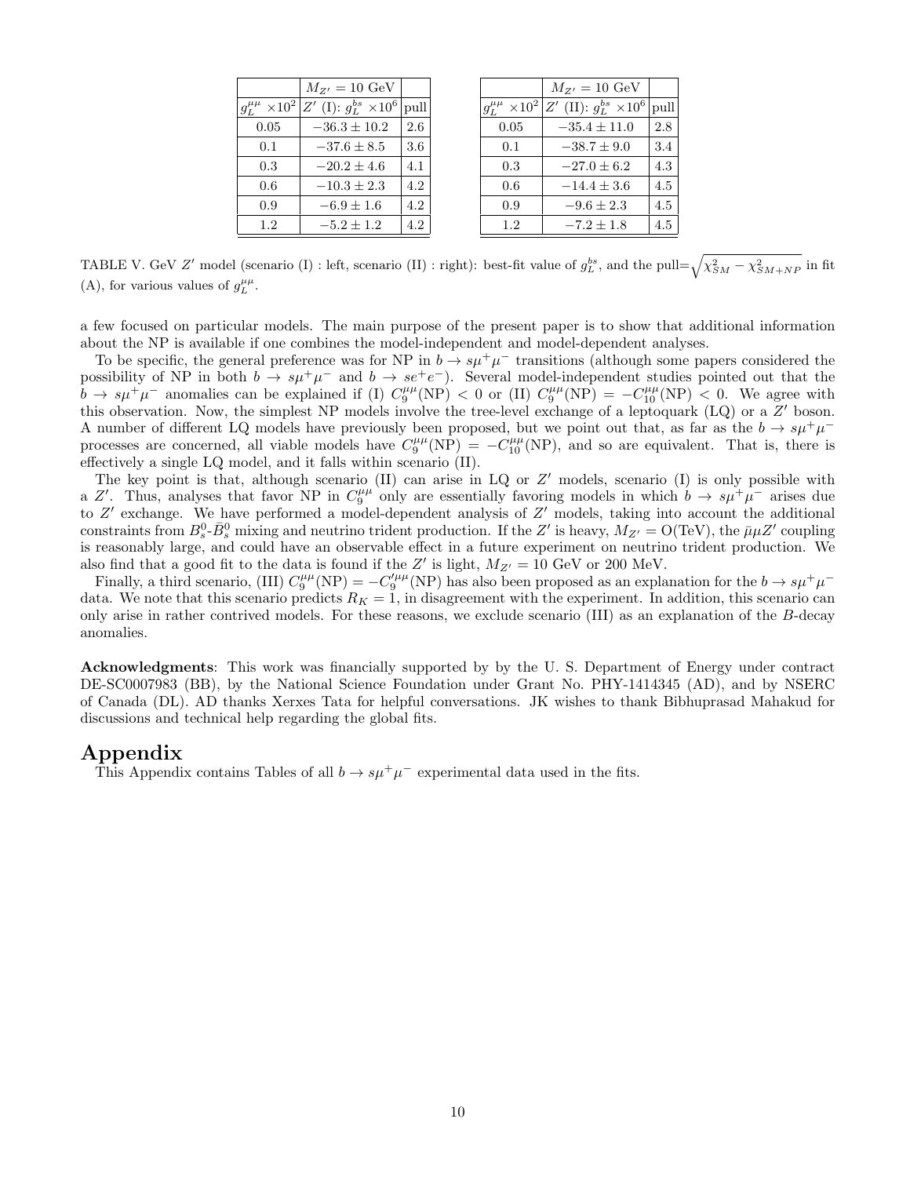| | $M_{Z'} = 10$ GeV | |
|---|---|---|
| $g_L^{\mu\mu} \times 10^2$ | $Z'$ (I): $g_L^{bs} \times 10^6$ | pull |
| 0.05 | $-36.3 \pm 10.2$ | 2.6 |
| 0.1 | $-37.6 \pm 8.5$ | 3.6 |
| 0.3 | $-20.2 \pm 4.6$ | 4.1 |
| 0.6 | $-10.3 \pm 2.3$ | 4.2 |
| 0.9 | $-6.9 \pm 1.6$ | 4.2 |
| 1.2 | $-5.2 \pm 1.2$ | 4.2 |

| | $M_{Z'} = 10$ GeV | |
|---|---|---|
| $g_L^{\mu\mu} \times 10^2$ | $Z'$ (II): $g_L^{bs} \times 10^6$ | pull |
| 0.05 | $-35.4 \pm 11.0$ | 2.8 |
| 0.1 | $-38.7 \pm 9.0$ | 3.4 |
| 0.3 | $-27.0 \pm 6.2$ | 4.3 |
| 0.6 | $-14.4 \pm 3.6$ | 4.5 |
| 0.9 | $-9.6 \pm 2.3$ | 4.5 |
| 1.2 | $-7.2 \pm 1.8$ | 4.5 |

TABLE V. GeV $Z'$ model (scenario (I) : left, scenario (II) : right): best-fit value of $g_L^{bs}$, and the pull=$\sqrt{\chi^2_{SM} - \chi^2_{SM+NP}}$ in fit (A), for various values of $g_L^{\mu\mu}$.

a few focused on particular models. The main purpose of the present paper is to show that additional information about the NP is available if one combines the model-independent and model-dependent analyses.

To be specific, the general preference was for NP in $b \to s\mu^+\mu^-$ transitions (although some papers considered the possibility of NP in both $b \to s\mu^+\mu^-$ and $b \to se^+e^-$). Several model-independent studies pointed out that the $b \to s\mu^+\mu^-$ anomalies can be explained if (I) $C_9^{\mu\mu}(\text{NP}) < 0$ or (II) $C_9^{\mu\mu}(\text{NP}) = -C_{10}^{\mu\mu}(\text{NP}) < 0$. We agree with this observation. Now, the simplest NP models involve the tree-level exchange of a leptoquark (LQ) or a $Z'$ boson. A number of different LQ models have previously been proposed, but we point out that, as far as the $b \to s\mu^+\mu^-$ processes are concerned, all viable models have $C_9^{\mu\mu}(\text{NP}) = -C_{10}^{\mu\mu}(\text{NP})$, and so are equivalent. That is, there is effectively a single LQ model, and it falls within scenario (II).

The key point is that, although scenario (II) can arise in LQ or $Z'$ models, scenario (I) is only possible with a $Z'$. Thus, analyses that favor NP in $C_9^{\mu\mu}$ only are essentially favoring models in which $b \to s\mu^+\mu^-$ arises due to $Z'$ exchange. We have performed a model-dependent analysis of $Z'$ models, taking into account the additional constraints from $B_s^0$-$\bar{B}_s^0$ mixing and neutrino trident production. If the $Z'$ is heavy, $M_{Z'} = \text{O(TeV)}$, the $\bar{\mu}\mu Z'$ coupling is reasonably large, and could have an observable effect in a future experiment on neutrino trident production. We also find that a good fit to the data is found if the $Z'$ is light, $M_{Z'} = 10$ GeV or 200 MeV.

Finally, a third scenario, (III) $C_9^{\mu\mu}(\text{NP}) = -C_9^{\prime\mu\mu}(\text{NP})$ has also been proposed as an explanation for the $b \to s\mu^+\mu^-$ data. We note that this scenario predicts $R_K = 1$, in disagreement with the experiment. In addition, this scenario can only arise in rather contrived models. For these reasons, we exclude scenario (III) as an explanation of the $B$-decay anomalies.

**Acknowledgments**: This work was financially supported by by the U. S. Department of Energy under contract DE-SC0007983 (BB), by the National Science Foundation under Grant No. PHY-1414345 (AD), and by NSERC of Canada (DL). AD thanks Xerxes Tata for helpful conversations. JK wishes to thank Bibhuprasad Mahakud for discussions and technical help regarding the global fits.

# Appendix

This Appendix contains Tables of all $b \to s\mu^+\mu^-$ experimental data used in the fits.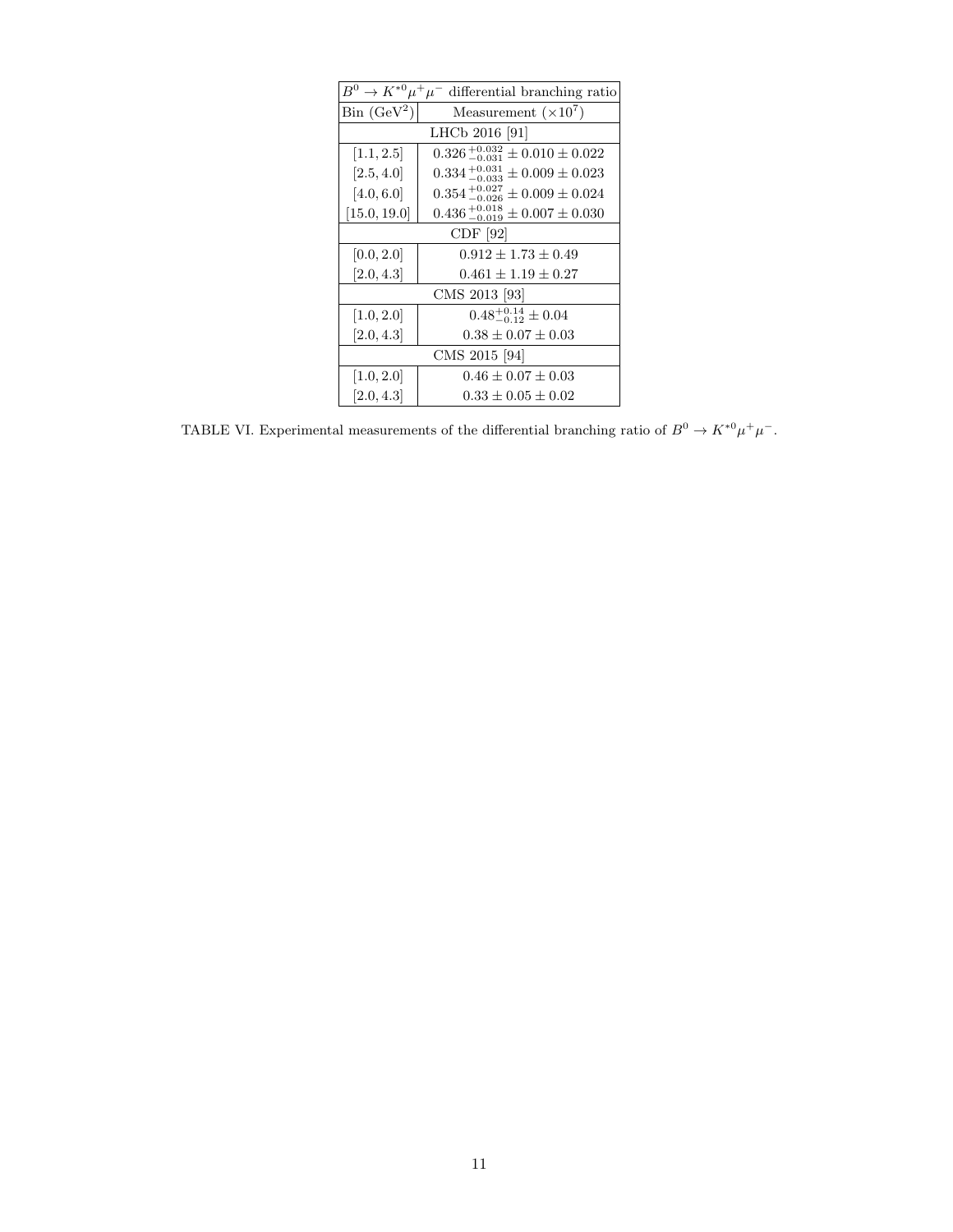| $B^0 \to K^{*0}\mu^+\mu^-$ differential branching ratio | |
| --- | --- |
| Bin ($\text{GeV}^2$) | Measurement ($\times 10^7$) |
| LHCb 2016 [91] | |
| $[1.1, 2.5]$ | $0.326\,^{+0.032}_{-0.031} \pm 0.010 \pm 0.022$ |
| $[2.5, 4.0]$ | $0.334\,^{+0.031}_{-0.033} \pm 0.009 \pm 0.023$ |
| $[4.0, 6.0]$ | $0.354\,^{+0.027}_{-0.026} \pm 0.009 \pm 0.024$ |
| $[15.0, 19.0]$ | $0.436\,^{+0.018}_{-0.019} \pm 0.007 \pm 0.030$ |
| CDF [92] | |
| $[0.0, 2.0]$ | $0.912 \pm 1.73 \pm 0.49$ |
| $[2.0, 4.3]$ | $0.461 \pm 1.19 \pm 0.27$ |
| CMS 2013 [93] | |
| $[1.0, 2.0]$ | $0.48^{+0.14}_{-0.12} \pm 0.04$ |
| $[2.0, 4.3]$ | $0.38 \pm 0.07 \pm 0.03$ |
| CMS 2015 [94] | |
| $[1.0, 2.0]$ | $0.46 \pm 0.07 \pm 0.03$ |
| $[2.0, 4.3]$ | $0.33 \pm 0.05 \pm 0.02$ |

TABLE VI. Experimental measurements of the differential branching ratio of $B^0 \to K^{*0}\mu^+\mu^-$.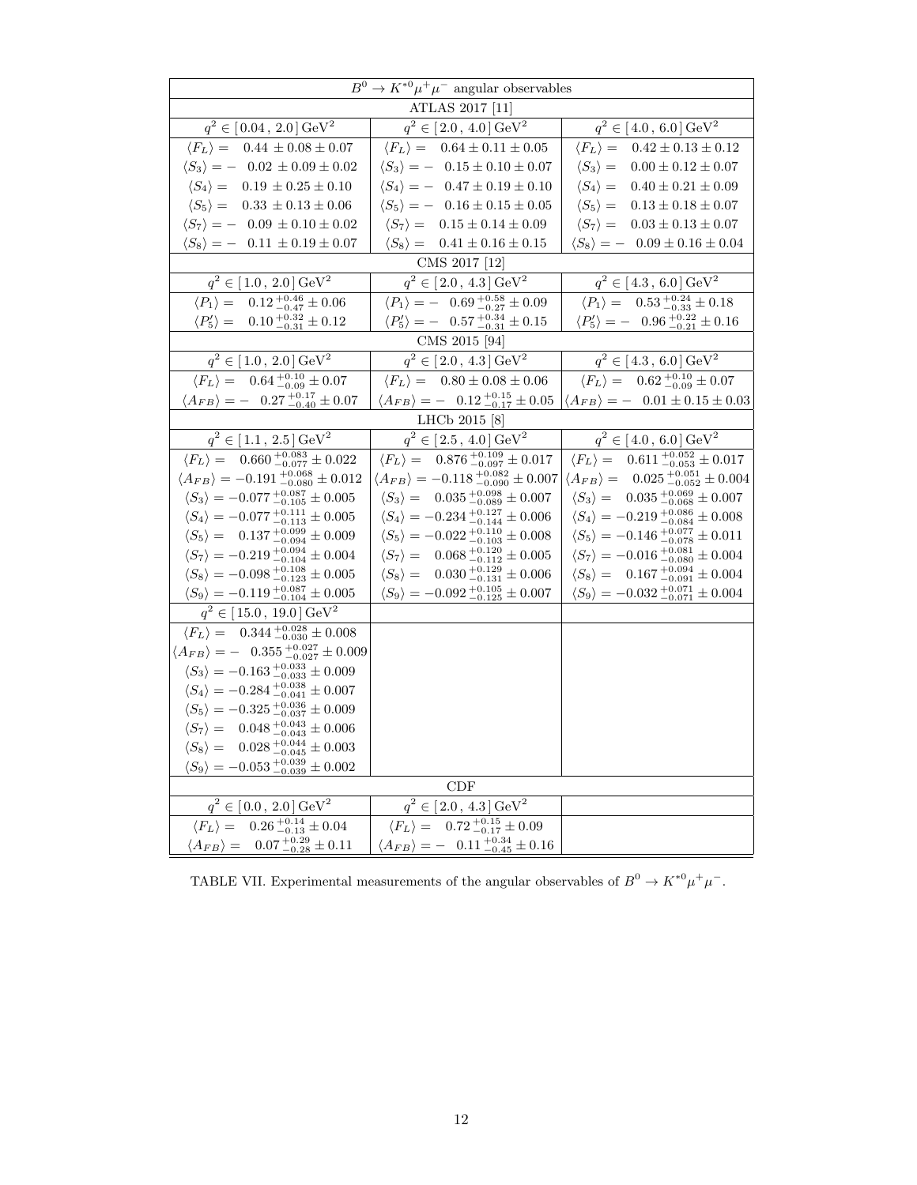| $B^0 \to K^{*0}\mu^+\mu^-$ angular observables | | |
|---|---|---|
| ATLAS 2017 [11] | | |
| $q^2 \in [\,0.04\,,\,2.0\,]\,\mathrm{GeV}^2$ | $q^2 \in [\,2.0\,,\,4.0\,]\,\mathrm{GeV}^2$ | $q^2 \in [\,4.0\,,\,6.0\,]\,\mathrm{GeV}^2$ |
| $\langle F_L \rangle = \;\; 0.44 \pm 0.08 \pm 0.07$ | $\langle F_L \rangle = \;\; 0.64 \pm 0.11 \pm 0.05$ | $\langle F_L \rangle = \;\; 0.42 \pm 0.13 \pm 0.12$ |
| $\langle S_3 \rangle = -\;\; 0.02 \pm 0.09 \pm 0.02$ | $\langle S_3 \rangle = -\;\; 0.15 \pm 0.10 \pm 0.07$ | $\langle S_3 \rangle = \;\; 0.00 \pm 0.12 \pm 0.07$ |
| $\langle S_4 \rangle = \;\; 0.19 \pm 0.25 \pm 0.10$ | $\langle S_4 \rangle = -\;\; 0.47 \pm 0.19 \pm 0.10$ | $\langle S_4 \rangle = \;\; 0.40 \pm 0.21 \pm 0.09$ |
| $\langle S_5 \rangle = \;\; 0.33 \pm 0.13 \pm 0.06$ | $\langle S_5 \rangle = -\;\; 0.16 \pm 0.15 \pm 0.05$ | $\langle S_5 \rangle = \;\; 0.13 \pm 0.18 \pm 0.07$ |
| $\langle S_7 \rangle = -\;\; 0.09 \pm 0.10 \pm 0.02$ | $\langle S_7 \rangle = \;\; 0.15 \pm 0.14 \pm 0.09$ | $\langle S_7 \rangle = \;\; 0.03 \pm 0.13 \pm 0.07$ |
| $\langle S_8 \rangle = -\;\; 0.11 \pm 0.19 \pm 0.07$ | $\langle S_8 \rangle = \;\; 0.41 \pm 0.16 \pm 0.15$ | $\langle S_8 \rangle = -\;\; 0.09 \pm 0.16 \pm 0.04$ |
| CMS 2017 [12] | | |
| $q^2 \in [\,1.0\,,\,2.0\,]\,\mathrm{GeV}^2$ | $q^2 \in [\,2.0\,,\,4.3\,]\,\mathrm{GeV}^2$ | $q^2 \in [\,4.3\,,\,6.0\,]\,\mathrm{GeV}^2$ |
| $\langle P_1 \rangle = \;\; 0.12\,^{+0.46}_{-0.47} \pm 0.06$ | $\langle P_1 \rangle = -\;\; 0.69\,^{+0.58}_{-0.27} \pm 0.09$ | $\langle P_1 \rangle = \;\; 0.53\,^{+0.24}_{-0.33} \pm 0.18$ |
| $\langle P_5' \rangle = \;\; 0.10\,^{+0.32}_{-0.31} \pm 0.12$ | $\langle P_5' \rangle = -\;\; 0.57\,^{+0.34}_{-0.31} \pm 0.15$ | $\langle P_5' \rangle = -\;\; 0.96\,^{+0.22}_{-0.21} \pm 0.16$ |
| CMS 2015 [94] | | |
| $q^2 \in [\,1.0\,,\,2.0\,]\,\mathrm{GeV}^2$ | $q^2 \in [\,2.0\,,\,4.3\,]\,\mathrm{GeV}^2$ | $q^2 \in [\,4.3\,,\,6.0\,]\,\mathrm{GeV}^2$ |
| $\langle F_L \rangle = \;\; 0.64\,^{+0.10}_{-0.09} \pm 0.07$ | $\langle F_L \rangle = \;\; 0.80 \pm 0.08 \pm 0.06$ | $\langle F_L \rangle = \;\; 0.62\,^{+0.10}_{-0.09} \pm 0.07$ |
| $\langle A_{FB} \rangle = -\;\; 0.27\,^{+0.17}_{-0.40} \pm 0.07$ | $\langle A_{FB} \rangle = -\;\; 0.12\,^{+0.15}_{-0.17} \pm 0.05$ | $\langle A_{FB} \rangle = -\;\; 0.01 \pm 0.15 \pm 0.03$ |
| LHCb 2015 [8] | | |
| $q^2 \in [\,1.1\,,\,2.5\,]\,\mathrm{GeV}^2$ | $q^2 \in [\,2.5\,,\,4.0\,]\,\mathrm{GeV}^2$ | $q^2 \in [\,4.0\,,\,6.0\,]\,\mathrm{GeV}^2$ |
| $\langle F_L \rangle = \;\; 0.660\,^{+0.083}_{-0.077} \pm 0.022$ | $\langle F_L \rangle = \;\; 0.876\,^{+0.109}_{-0.097} \pm 0.017$ | $\langle F_L \rangle = \;\; 0.611\,^{+0.052}_{-0.053} \pm 0.017$ |
| $\langle A_{FB} \rangle = -0.191\,^{+0.068}_{-0.080} \pm 0.012$ | $\langle A_{FB} \rangle = -0.118\,^{+0.082}_{-0.090} \pm 0.007$ | $\langle A_{FB} \rangle = \;\; 0.025\,^{+0.051}_{-0.052} \pm 0.004$ |
| $\langle S_3 \rangle = -0.077\,^{+0.087}_{-0.105} \pm 0.005$ | $\langle S_3 \rangle = \;\; 0.035\,^{+0.098}_{-0.089} \pm 0.007$ | $\langle S_3 \rangle = \;\; 0.035\,^{+0.069}_{-0.068} \pm 0.007$ |
| $\langle S_4 \rangle = -0.077\,^{+0.111}_{-0.113} \pm 0.005$ | $\langle S_4 \rangle = -0.234\,^{+0.127}_{-0.144} \pm 0.006$ | $\langle S_4 \rangle = -0.219\,^{+0.086}_{-0.084} \pm 0.008$ |
| $\langle S_5 \rangle = \;\; 0.137\,^{+0.099}_{-0.094} \pm 0.009$ | $\langle S_5 \rangle = -0.022\,^{+0.110}_{-0.103} \pm 0.008$ | $\langle S_5 \rangle = -0.146\,^{+0.077}_{-0.078} \pm 0.011$ |
| $\langle S_7 \rangle = -0.219\,^{+0.094}_{-0.104} \pm 0.004$ | $\langle S_7 \rangle = \;\; 0.068\,^{+0.120}_{-0.112} \pm 0.005$ | $\langle S_7 \rangle = -0.016\,^{+0.081}_{-0.080} \pm 0.004$ |
| $\langle S_8 \rangle = -0.098\,^{+0.108}_{-0.123} \pm 0.005$ | $\langle S_8 \rangle = \;\; 0.030\,^{+0.129}_{-0.131} \pm 0.006$ | $\langle S_8 \rangle = \;\; 0.167\,^{+0.094}_{-0.091} \pm 0.004$ |
| $\langle S_9 \rangle = -0.119\,^{+0.087}_{-0.104} \pm 0.005$ | $\langle S_9 \rangle = -0.092\,^{+0.105}_{-0.125} \pm 0.007$ | $\langle S_9 \rangle = -0.032\,^{+0.071}_{-0.071} \pm 0.004$ |
| $q^2 \in [\,15.0\,,\,19.0\,]\,\mathrm{GeV}^2$ | | |
| $\langle F_L \rangle = \;\; 0.344\,^{+0.028}_{-0.030} \pm 0.008$ | | |
| $\langle A_{FB} \rangle = -\;\; 0.355\,^{+0.027}_{-0.027} \pm 0.009$ | | |
| $\langle S_3 \rangle = -0.163\,^{+0.033}_{-0.033} \pm 0.009$ | | |
| $\langle S_4 \rangle = -0.284\,^{+0.038}_{-0.041} \pm 0.007$ | | |
| $\langle S_5 \rangle = -0.325\,^{+0.036}_{-0.037} \pm 0.009$ | | |
| $\langle S_7 \rangle = \;\; 0.048\,^{+0.043}_{-0.043} \pm 0.006$ | | |
| $\langle S_8 \rangle = \;\; 0.028\,^{+0.044}_{-0.045} \pm 0.003$ | | |
| $\langle S_9 \rangle = -0.053\,^{+0.039}_{-0.039} \pm 0.002$ | | |
| CDF | | |
| $q^2 \in [\,0.0\,,\,2.0\,]\,\mathrm{GeV}^2$ | $q^2 \in [\,2.0\,,\,4.3\,]\,\mathrm{GeV}^2$ | |
| $\langle F_L \rangle = \;\; 0.26\,^{+0.14}_{-0.13} \pm 0.04$ | $\langle F_L \rangle = \;\; 0.72\,^{+0.15}_{-0.17} \pm 0.09$ | |
| $\langle A_{FB} \rangle = \;\; 0.07\,^{+0.29}_{-0.28} \pm 0.11$ | $\langle A_{FB} \rangle = -\;\; 0.11\,^{+0.34}_{-0.45} \pm 0.16$ | |

TABLE VII. Experimental measurements of the angular observables of $B^0 \to K^{*0}\mu^+\mu^-$.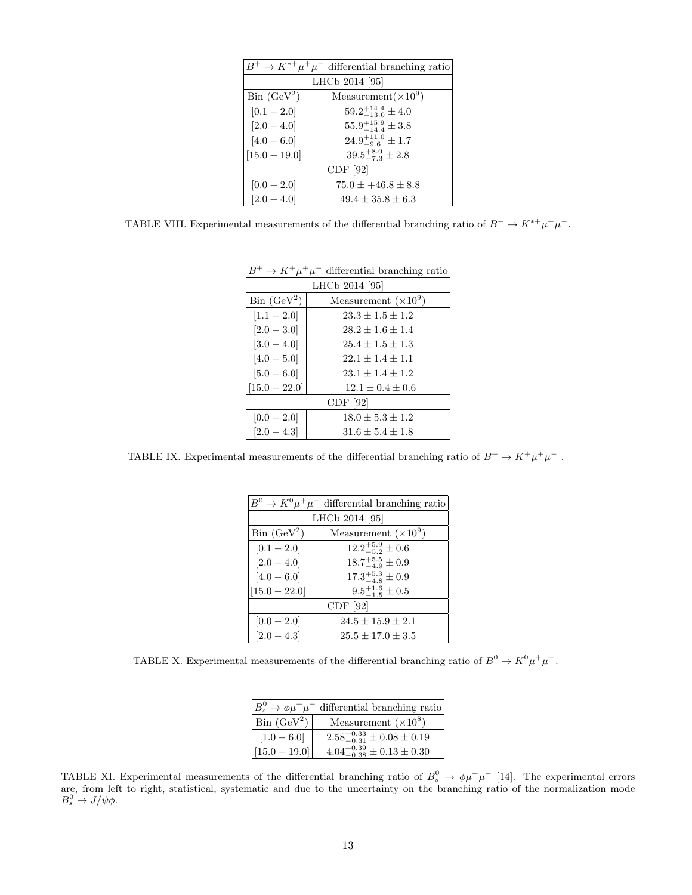| $B^+ \to K^{*+}\mu^+\mu^-$ differential branching ratio | |
|---|---|
| LHCb 2014 [95] | |
| Bin (GeV$^2$) | Measurement($\times 10^9$) |
| $[0.1 - 2.0]$ | $59.2^{+14.4}_{-13.0} \pm 4.0$ |
| $[2.0 - 4.0]$ | $55.9^{+15.9}_{-14.4} \pm 3.8$ |
| $[4.0 - 6.0]$ | $24.9^{+11.0}_{-9.6} \pm 1.7$ |
| $[15.0 - 19.0]$ | $39.5^{+8.0}_{-7.3} \pm 2.8$ |
| CDF [92] | |
| $[0.0 - 2.0]$ | $75.0 \pm +46.8 \pm 8.8$ |
| $[2.0 - 4.0]$ | $49.4 \pm 35.8 \pm 6.3$ |

TABLE VIII. Experimental measurements of the differential branching ratio of $B^+ \to K^{*+}\mu^+\mu^-$.

| $B^+ \to K^+\mu^+\mu^-$ differential branching ratio | |
|---|---|
| LHCb 2014 [95] | |
| Bin (GeV$^2$) | Measurement ($\times 10^9$) |
| $[1.1 - 2.0]$ | $23.3 \pm 1.5 \pm 1.2$ |
| $[2.0 - 3.0]$ | $28.2 \pm 1.6 \pm 1.4$ |
| $[3.0 - 4.0]$ | $25.4 \pm 1.5 \pm 1.3$ |
| $[4.0 - 5.0]$ | $22.1 \pm 1.4 \pm 1.1$ |
| $[5.0 - 6.0]$ | $23.1 \pm 1.4 \pm 1.2$ |
| $[15.0 - 22.0]$ | $12.1 \pm 0.4 \pm 0.6$ |
| CDF [92] | |
| $[0.0 - 2.0]$ | $18.0 \pm 5.3 \pm 1.2$ |
| $[2.0 - 4.3]$ | $31.6 \pm 5.4 \pm 1.8$ |

TABLE IX. Experimental measurements of the differential branching ratio of $B^+ \to K^+\mu^+\mu^-$ .

| $B^0 \to K^0\mu^+\mu^-$ differential branching ratio | |
|---|---|
| LHCb 2014 [95] | |
| Bin (GeV$^2$) | Measurement ($\times 10^9$) |
| $[0.1 - 2.0]$ | $12.2^{+5.9}_{-5.2} \pm 0.6$ |
| $[2.0 - 4.0]$ | $18.7^{+5.5}_{-4.9} \pm 0.9$ |
| $[4.0 - 6.0]$ | $17.3^{+5.3}_{-4.8} \pm 0.9$ |
| $[15.0 - 22.0]$ | $9.5^{+1.6}_{-1.5} \pm 0.5$ |
| CDF [92] | |
| $[0.0 - 2.0]$ | $24.5 \pm 15.9 \pm 2.1$ |
| $[2.0 - 4.3]$ | $25.5 \pm 17.0 \pm 3.5$ |

TABLE X. Experimental measurements of the differential branching ratio of $B^0 \to K^0\mu^+\mu^-$.

| $B_s^0 \to \phi\mu^+\mu^-$ differential branching ratio | |
|---|---|
| Bin (GeV$^2$) | Measurement ($\times 10^8$) |
| $[1.0 - 6.0]$ | $2.58^{+0.33}_{-0.31} \pm 0.08 \pm 0.19$ |
| $[15.0 - 19.0]$ | $4.04^{+0.39}_{-0.38} \pm 0.13 \pm 0.30$ |

TABLE XI. Experimental measurements of the differential branching ratio of $B_s^0 \to \phi\mu^+\mu^-$ [14]. The experimental errors are, from left to right, statistical, systematic and due to the uncertainty on the branching ratio of the normalization mode $B_s^0 \to J/\psi\phi$.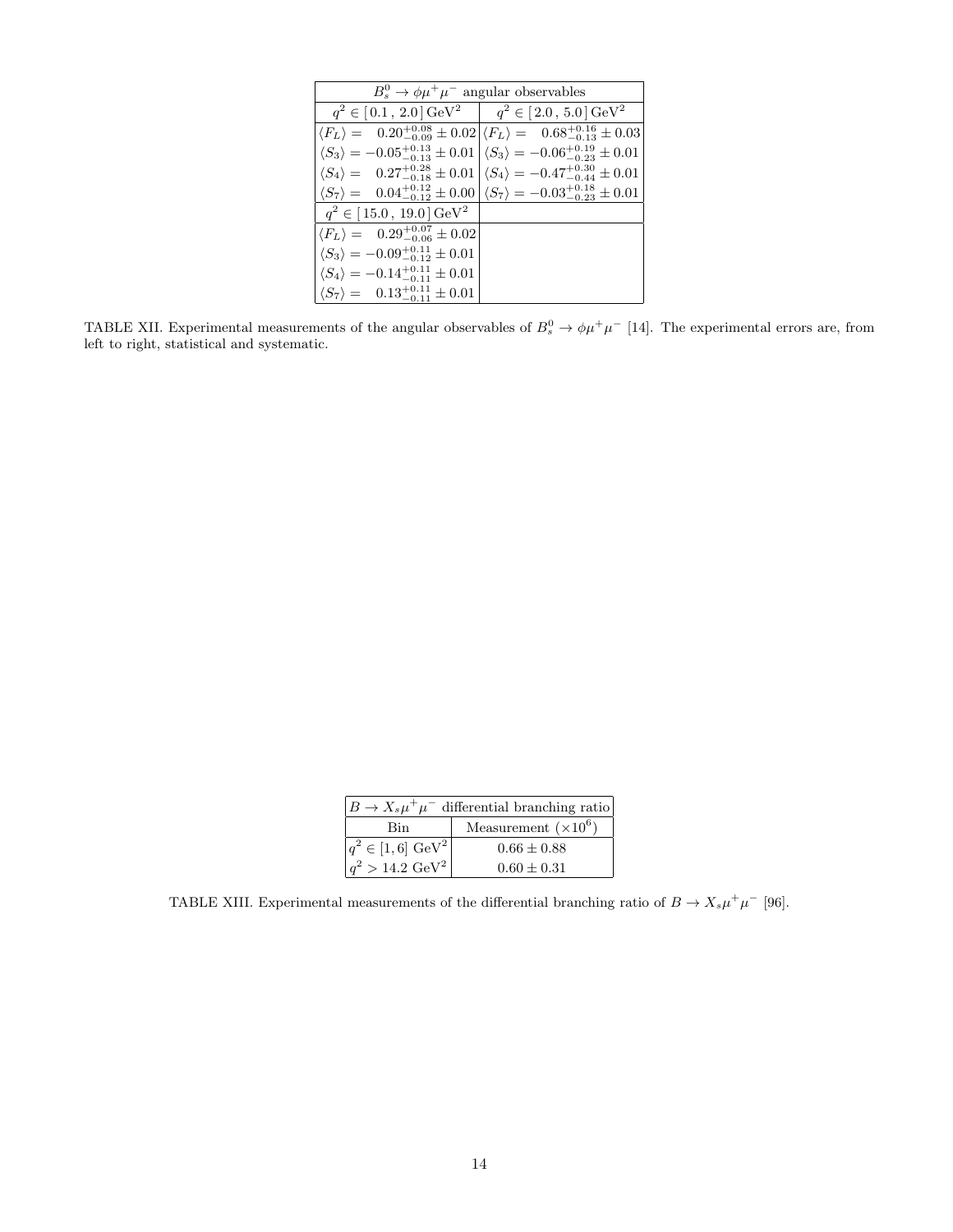| $B_s^0 \to \phi\mu^+\mu^-$ angular observables | |
|---|---|
| $q^2 \in [\,0.1\,,\,2.0\,]\,\mathrm{GeV}^2$ | $q^2 \in [\,2.0\,,\,5.0\,]\,\mathrm{GeV}^2$ |
| $\langle F_L \rangle = \phantom{-}0.20^{+0.08}_{-0.09} \pm 0.02$ | $\langle F_L \rangle = \phantom{-}0.68^{+0.16}_{-0.13} \pm 0.03$ |
| $\langle S_3 \rangle = -0.05^{+0.13}_{-0.13} \pm 0.01$ | $\langle S_3 \rangle = -0.06^{+0.19}_{-0.23} \pm 0.01$ |
| $\langle S_4 \rangle = \phantom{-}0.27^{+0.28}_{-0.18} \pm 0.01$ | $\langle S_4 \rangle = -0.47^{+0.30}_{-0.44} \pm 0.01$ |
| $\langle S_7 \rangle = \phantom{-}0.04^{+0.12}_{-0.12} \pm 0.00$ | $\langle S_7 \rangle = -0.03^{+0.18}_{-0.23} \pm 0.01$ |
| $q^2 \in [\,15.0\,,\,19.0\,]\,\mathrm{GeV}^2$ | |
| $\langle F_L \rangle = \phantom{-}0.29^{+0.07}_{-0.06} \pm 0.02$ | |
| $\langle S_3 \rangle = -0.09^{+0.11}_{-0.12} \pm 0.01$ | |
| $\langle S_4 \rangle = -0.14^{+0.11}_{-0.11} \pm 0.01$ | |
| $\langle S_7 \rangle = \phantom{-}0.13^{+0.11}_{-0.11} \pm 0.01$ | |

TABLE XII. Experimental measurements of the angular observables of $B_s^0 \to \phi\mu^+\mu^-$ [14]. The experimental errors are, from left to right, statistical and systematic.

| $B \to X_s\mu^+\mu^-$ differential branching ratio | |
|---|---|
| Bin | Measurement ($\times 10^6$) |
| $q^2 \in [1, 6]$ GeV$^2$ | $0.66 \pm 0.88$ |
| $q^2 > 14.2$ GeV$^2$ | $0.60 \pm 0.31$ |

TABLE XIII. Experimental measurements of the differential branching ratio of $B \to X_s\mu^+\mu^-$ [96].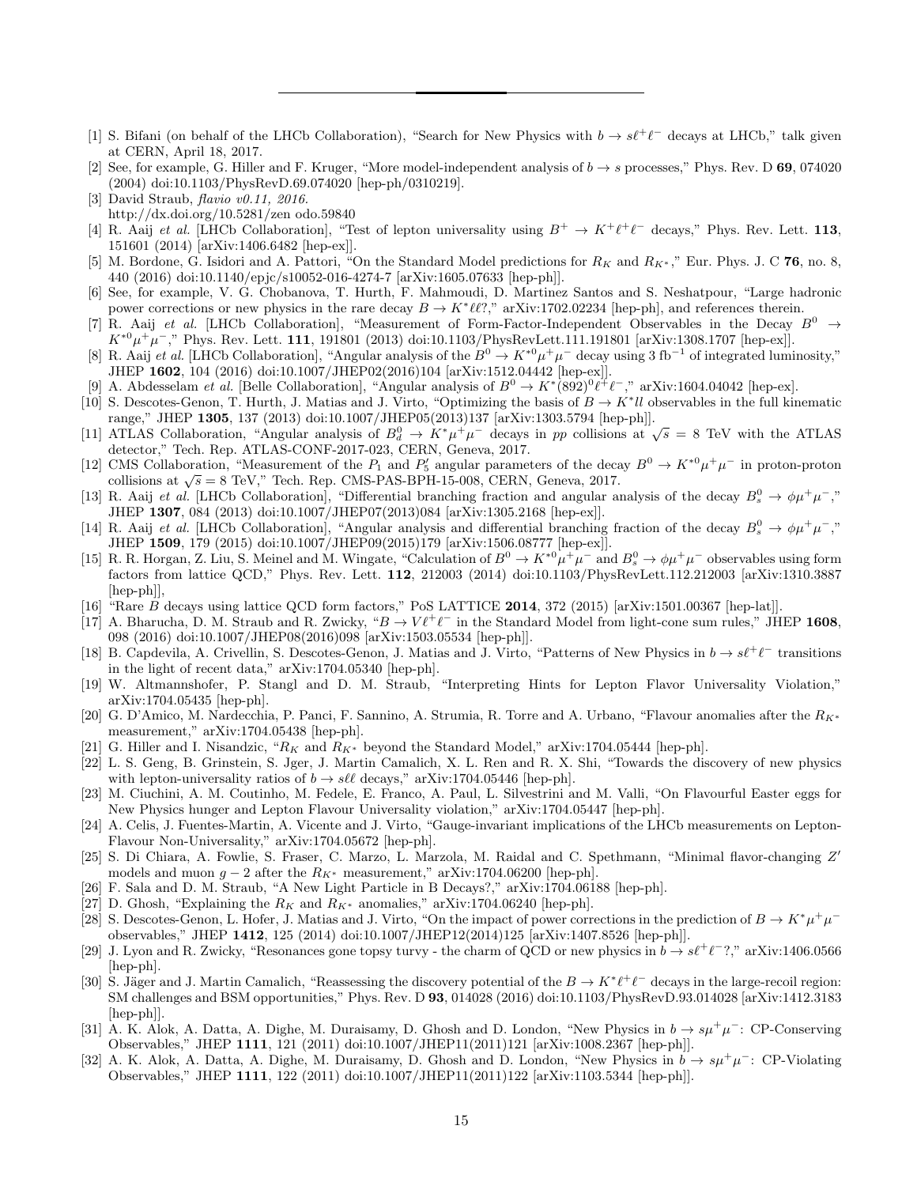---

[1] S. Bifani (on behalf of the LHCb Collaboration), "Search for New Physics with $b \to s\ell^+\ell^-$ decays at LHCb," talk given at CERN, April 18, 2017.

[2] See, for example, G. Hiller and F. Kruger, "More model-independent analysis of $b \to s$ processes," Phys. Rev. D **69**, 074020 (2004) doi:10.1103/PhysRevD.69.074020 [hep-ph/0310219].

[3] David Straub, *flavio v0.11, 2016.* http://dx.doi.org/10.5281/zen odo.59840

[4] R. Aaij *et al.* [LHCb Collaboration], "Test of lepton universality using $B^+ \to K^+\ell^+\ell^-$ decays," Phys. Rev. Lett. **113**, 151601 (2014) [arXiv:1406.6482 [hep-ex]].

[5] M. Bordone, G. Isidori and A. Pattori, "On the Standard Model predictions for $R_K$ and $R_{K^*}$," Eur. Phys. J. C **76**, no. 8, 440 (2016) doi:10.1140/epjc/s10052-016-4274-7 [arXiv:1605.07633 [hep-ph]].

[6] See, for example, V. G. Chobanova, T. Hurth, F. Mahmoudi, D. Martinez Santos and S. Neshatpour, "Large hadronic power corrections or new physics in the rare decay $B \to K^*\ell\ell$?," arXiv:1702.02234 [hep-ph], and references therein.

[7] R. Aaij *et al.* [LHCb Collaboration], "Measurement of Form-Factor-Independent Observables in the Decay $B^0 \to K^{*0}\mu^+\mu^-$," Phys. Rev. Lett. **111**, 191801 (2013) doi:10.1103/PhysRevLett.111.191801 [arXiv:1308.1707 [hep-ex]].

[8] R. Aaij *et al.* [LHCb Collaboration], "Angular analysis of the $B^0 \to K^{*0}\mu^+\mu^-$ decay using 3 fb$^{-1}$ of integrated luminosity," JHEP **1602**, 104 (2016) doi:10.1007/JHEP02(2016)104 [arXiv:1512.04442 [hep-ex]].

[9] A. Abdesselam *et al.* [Belle Collaboration], "Angular analysis of $B^0 \to K^*(892)^0\ell^+\ell^-$," arXiv:1604.04042 [hep-ex].

[10] S. Descotes-Genon, T. Hurth, J. Matias and J. Virto, "Optimizing the basis of $B \to K^*ll$ observables in the full kinematic range," JHEP **1305**, 137 (2013) doi:10.1007/JHEP05(2013)137 [arXiv:1303.5794 [hep-ph]].

[11] ATLAS Collaboration, "Angular analysis of $B_d^0 \to K^*\mu^+\mu^-$ decays in $pp$ collisions at $\sqrt{s}$ = 8 TeV with the ATLAS detector," Tech. Rep. ATLAS-CONF-2017-023, CERN, Geneva, 2017.

[12] CMS Collaboration, "Measurement of the $P_1$ and $P_5'$ angular parameters of the decay $B^0 \to K^{*0}\mu^+\mu^-$ in proton-proton collisions at $\sqrt{s} = 8$ TeV," Tech. Rep. CMS-PAS-BPH-15-008, CERN, Geneva, 2017.

[13] R. Aaij *et al.* [LHCb Collaboration], "Differential branching fraction and angular analysis of the decay $B_s^0 \to \phi\mu^+\mu^-$," JHEP **1307**, 084 (2013) doi:10.1007/JHEP07(2013)084 [arXiv:1305.2168 [hep-ex]].

[14] R. Aaij *et al.* [LHCb Collaboration], "Angular analysis and differential branching fraction of the decay $B_s^0 \to \phi\mu^+\mu^-$," JHEP **1509**, 179 (2015) doi:10.1007/JHEP09(2015)179 [arXiv:1506.08777 [hep-ex]].

[15] R. R. Horgan, Z. Liu, S. Meinel and M. Wingate, "Calculation of $B^0 \to K^{*0}\mu^+\mu^-$ and $B_s^0 \to \phi\mu^+\mu^-$ observables using form factors from lattice QCD," Phys. Rev. Lett. **112**, 212003 (2014) doi:10.1103/PhysRevLett.112.212003 [arXiv:1310.3887 [hep-ph]],

[16] "Rare $B$ decays using lattice QCD form factors," PoS LATTICE **2014**, 372 (2015) [arXiv:1501.00367 [hep-lat]].

[17] A. Bharucha, D. M. Straub and R. Zwicky, "$B \to V\ell^+\ell^-$ in the Standard Model from light-cone sum rules," JHEP **1608**, 098 (2016) doi:10.1007/JHEP08(2016)098 [arXiv:1503.05534 [hep-ph]].

[18] B. Capdevila, A. Crivellin, S. Descotes-Genon, J. Matias and J. Virto, "Patterns of New Physics in $b \to s\ell^+\ell^-$ transitions in the light of recent data," arXiv:1704.05340 [hep-ph].

[19] W. Altmannshofer, P. Stangl and D. M. Straub, "Interpreting Hints for Lepton Flavor Universality Violation," arXiv:1704.05435 [hep-ph].

[20] G. D'Amico, M. Nardecchia, P. Panci, F. Sannino, A. Strumia, R. Torre and A. Urbano, "Flavour anomalies after the $R_{K^*}$ measurement," arXiv:1704.05438 [hep-ph].

[21] G. Hiller and I. Nisandzic, "$R_K$ and $R_{K^*}$ beyond the Standard Model," arXiv:1704.05444 [hep-ph].

[22] L. S. Geng, B. Grinstein, S. Jger, J. Martin Camalich, X. L. Ren and R. X. Shi, "Towards the discovery of new physics with lepton-universality ratios of $b \to s\ell\ell$ decays," arXiv:1704.05446 [hep-ph].

[23] M. Ciuchini, A. M. Coutinho, M. Fedele, E. Franco, A. Paul, L. Silvestrini and M. Valli, "On Flavourful Easter eggs for New Physics hunger and Lepton Flavour Universality violation," arXiv:1704.05447 [hep-ph].

[24] A. Celis, J. Fuentes-Martin, A. Vicente and J. Virto, "Gauge-invariant implications of the LHCb measurements on Lepton-Flavour Non-Universality," arXiv:1704.05672 [hep-ph].

[25] S. Di Chiara, A. Fowlie, S. Fraser, C. Marzo, L. Marzola, M. Raidal and C. Spethmann, "Minimal flavor-changing $Z'$ models and muon $g-2$ after the $R_{K^*}$ measurement," arXiv:1704.06200 [hep-ph].

[26] F. Sala and D. M. Straub, "A New Light Particle in B Decays?," arXiv:1704.06188 [hep-ph].

[27] D. Ghosh, "Explaining the $R_K$ and $R_{K^*}$ anomalies," arXiv:1704.06240 [hep-ph].

[28] S. Descotes-Genon, L. Hofer, J. Matias and J. Virto, "On the impact of power corrections in the prediction of $B \to K^*\mu^+\mu^-$ observables," JHEP **1412**, 125 (2014) doi:10.1007/JHEP12(2014)125 [arXiv:1407.8526 [hep-ph]].

[29] J. Lyon and R. Zwicky, "Resonances gone topsy turvy - the charm of QCD or new physics in $b \to s\ell^+\ell^-$?," arXiv:1406.0566 [hep-ph].

[30] S. Jäger and J. Martin Camalich, "Reassessing the discovery potential of the $B \to K^*\ell^+\ell^-$ decays in the large-recoil region: SM challenges and BSM opportunities," Phys. Rev. D **93**, 014028 (2016) doi:10.1103/PhysRevD.93.014028 [arXiv:1412.3183 [hep-ph]].

[31] A. K. Alok, A. Datta, A. Dighe, M. Duraisamy, D. Ghosh and D. London, "New Physics in $b \to s\mu^+\mu^-$: CP-Conserving Observables," JHEP **1111**, 121 (2011) doi:10.1007/JHEP11(2011)121 [arXiv:1008.2367 [hep-ph]].

[32] A. K. Alok, A. Datta, A. Dighe, M. Duraisamy, D. Ghosh and D. London, "New Physics in $b \to s\mu^+\mu^-$: CP-Violating Observables," JHEP **1111**, 122 (2011) doi:10.1007/JHEP11(2011)122 [arXiv:1103.5344 [hep-ph]].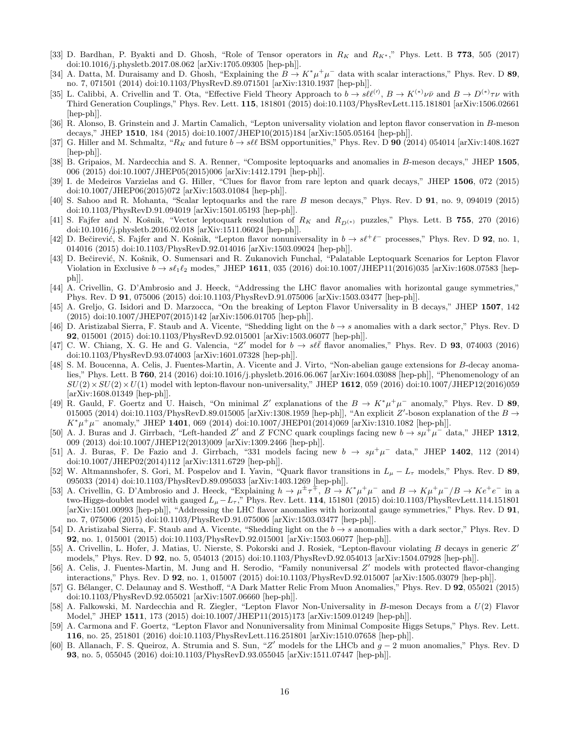[33] D. Bardhan, P. Byakti and D. Ghosh, "Role of Tensor operators in $R_K$ and $R_{K^*}$," Phys. Lett. B **773**, 505 (2017) doi:10.1016/j.physletb.2017.08.062 [arXiv:1705.09305 [hep-ph]].

[34] A. Datta, M. Duraisamy and D. Ghosh, "Explaining the $B \to K^* \mu^+ \mu^-$ data with scalar interactions," Phys. Rev. D **89**, no. 7, 071501 (2014) doi:10.1103/PhysRevD.89.071501 [arXiv:1310.1937 [hep-ph]].

[35] L. Calibbi, A. Crivellin and T. Ota, "Effective Field Theory Approach to $b \to s\ell\ell^{(\prime)}$, $B \to K^{(*)}\nu\bar{\nu}$ and $B \to D^{(*)}\tau\nu$ with Third Generation Couplings," Phys. Rev. Lett. **115**, 181801 (2015) doi:10.1103/PhysRevLett.115.181801 [arXiv:1506.02661 [hep-ph]].

[36] R. Alonso, B. Grinstein and J. Martin Camalich, "Lepton universality violation and lepton flavor conservation in $B$-meson decays," JHEP **1510**, 184 (2015) doi:10.1007/JHEP10(2015)184 [arXiv:1505.05164 [hep-ph]].

[37] G. Hiller and M. Schmaltz, "$R_K$ and future $b \to s\ell\ell$ BSM opportunities," Phys. Rev. D **90** (2014) 054014 [arXiv:1408.1627 [hep-ph]].

[38] B. Gripaios, M. Nardecchia and S. A. Renner, "Composite leptoquarks and anomalies in $B$-meson decays," JHEP **1505**, 006 (2015) doi:10.1007/JHEP05(2015)006 [arXiv:1412.1791 [hep-ph]].

[39] I. de Medeiros Varzielas and G. Hiller, "Clues for flavor from rare lepton and quark decays," JHEP **1506**, 072 (2015) doi:10.1007/JHEP06(2015)072 [arXiv:1503.01084 [hep-ph]].

[40] S. Sahoo and R. Mohanta, "Scalar leptoquarks and the rare $B$ meson decays," Phys. Rev. D **91**, no. 9, 094019 (2015) doi:10.1103/PhysRevD.91.094019 [arXiv:1501.05193 [hep-ph]].

[41] S. Fajfer and N. Košnik, "Vector leptoquark resolution of $R_K$ and $R_{D^{(*)}}$ puzzles," Phys. Lett. B **755**, 270 (2016) doi:10.1016/j.physletb.2016.02.018 [arXiv:1511.06024 [hep-ph]].

[42] D. Bečirević, S. Fajfer and N. Košnik, "Lepton flavor nonuniversality in $b \to s\ell^+\ell^-$ processes," Phys. Rev. D **92**, no. 1, 014016 (2015) doi:10.1103/PhysRevD.92.014016 [arXiv:1503.09024 [hep-ph]].

[43] D. Bečirević, N. Košnik, O. Sumensari and R. Zukanovich Funchal, "Palatable Leptoquark Scenarios for Lepton Flavor Violation in Exclusive $b \to s\ell_1\ell_2$ modes," JHEP **1611**, 035 (2016) doi:10.1007/JHEP11(2016)035 [arXiv:1608.07583 [hep-ph]].

[44] A. Crivellin, G. D'Ambrosio and J. Heeck, "Addressing the LHC flavor anomalies with horizontal gauge symmetries," Phys. Rev. D **91**, 075006 (2015) doi:10.1103/PhysRevD.91.075006 [arXiv:1503.03477 [hep-ph]].

[45] A. Greljo, G. Isidori and D. Marzocca, "On the breaking of Lepton Flavor Universality in B decays," JHEP **1507**, 142 (2015) doi:10.1007/JHEP07(2015)142 [arXiv:1506.01705 [hep-ph]].

[46] D. Aristizabal Sierra, F. Staub and A. Vicente, "Shedding light on the $b \to s$ anomalies with a dark sector," Phys. Rev. D **92**, 015001 (2015) doi:10.1103/PhysRevD.92.015001 [arXiv:1503.06077 [hep-ph]].

[47] C. W. Chiang, X. G. He and G. Valencia, "$Z'$ model for $b \to s\ell\bar{\ell}$ flavor anomalies," Phys. Rev. D **93**, 074003 (2016) doi:10.1103/PhysRevD.93.074003 [arXiv:1601.07328 [hep-ph]].

[48] S. M. Boucenna, A. Celis, J. Fuentes-Martin, A. Vicente and J. Virto, "Non-abelian gauge extensions for $B$-decay anomalies," Phys. Lett. B **760**, 214 (2016) doi:10.1016/j.physletb.2016.06.067 [arXiv:1604.03088 [hep-ph]], "Phenomenology of an $SU(2) \times SU(2) \times U(1)$ model with lepton-flavour non-universality," JHEP **1612**, 059 (2016) doi:10.1007/JHEP12(2016)059 [arXiv:1608.01349 [hep-ph]].

[49] R. Gauld, F. Goertz and U. Haisch, "On minimal $Z'$ explanations of the $B \to K^* \mu^+ \mu^-$ anomaly," Phys. Rev. D **89**, 015005 (2014) doi:10.1103/PhysRevD.89.015005 [arXiv:1308.1959 [hep-ph]], "An explicit $Z'$-boson explanation of the $B \to K^* \mu^+ \mu^-$ anomaly," JHEP **1401**, 069 (2014) doi:10.1007/JHEP01(2014)069 [arXiv:1310.1082 [hep-ph]].

[50] A. J. Buras and J. Girrbach, "Left-handed $Z'$ and $Z$ FCNC quark couplings facing new $b \to s\mu^+\mu^-$ data," JHEP **1312**, 009 (2013) doi:10.1007/JHEP12(2013)009 [arXiv:1309.2466 [hep-ph]].

[51] A. J. Buras, F. De Fazio and J. Girrbach, "331 models facing new $b \to s\mu^+\mu^-$ data," JHEP **1402**, 112 (2014) doi:10.1007/JHEP02(2014)112 [arXiv:1311.6729 [hep-ph]].

[52] W. Altmannshofer, S. Gori, M. Pospelov and I. Yavin, "Quark flavor transitions in $L_\mu - L_\tau$ models," Phys. Rev. D **89**, 095033 (2014) doi:10.1103/PhysRevD.89.095033 [arXiv:1403.1269 [hep-ph]].

[53] A. Crivellin, G. D'Ambrosio and J. Heeck, "Explaining $h \to \mu^\pm\tau^\mp$, $B \to K^*\mu^+\mu^-$ and $B \to K\mu^+\mu^-/B \to Ke^+e^-$ in a two-Higgs-doublet model with gauged $L_\mu - L_\tau$," Phys. Rev. Lett. **114**, 151801 (2015) doi:10.1103/PhysRevLett.114.151801 [arXiv:1501.00993 [hep-ph]], "Addressing the LHC flavor anomalies with horizontal gauge symmetries," Phys. Rev. D **91**, no. 7, 075006 (2015) doi:10.1103/PhysRevD.91.075006 [arXiv:1503.03477 [hep-ph]].

[54] D. Aristizabal Sierra, F. Staub and A. Vicente, "Shedding light on the $b \to s$ anomalies with a dark sector," Phys. Rev. D **92**, no. 1, 015001 (2015) doi:10.1103/PhysRevD.92.015001 [arXiv:1503.06077 [hep-ph]].

[55] A. Crivellin, L. Hofer, J. Matias, U. Nierste, S. Pokorski and J. Rosiek, "Lepton-flavour violating $B$ decays in generic $Z'$ models," Phys. Rev. D **92**, no. 5, 054013 (2015) doi:10.1103/PhysRevD.92.054013 [arXiv:1504.07928 [hep-ph]].

[56] A. Celis, J. Fuentes-Martin, M. Jung and H. Serodio, "Family nonuniversal $Z'$ models with protected flavor-changing interactions," Phys. Rev. D **92**, no. 1, 015007 (2015) doi:10.1103/PhysRevD.92.015007 [arXiv:1505.03079 [hep-ph]].

[57] G. Bélanger, C. Delaunay and S. Westhoff, "A Dark Matter Relic From Muon Anomalies," Phys. Rev. D **92**, 055021 (2015) doi:10.1103/PhysRevD.92.055021 [arXiv:1507.06660 [hep-ph]].

[58] A. Falkowski, M. Nardecchia and R. Ziegler, "Lepton Flavor Non-Universality in $B$-meson Decays from a $U(2)$ Flavor Model," JHEP **1511**, 173 (2015) doi:10.1007/JHEP11(2015)173 [arXiv:1509.01249 [hep-ph]].

[59] A. Carmona and F. Goertz, "Lepton Flavor and Nonuniversality from Minimal Composite Higgs Setups," Phys. Rev. Lett. **116**, no. 25, 251801 (2016) doi:10.1103/PhysRevLett.116.251801 [arXiv:1510.07658 [hep-ph]].

[60] B. Allanach, F. S. Queiroz, A. Strumia and S. Sun, "$Z'$ models for the LHCb and $g-2$ muon anomalies," Phys. Rev. D **93**, no. 5, 055045 (2016) doi:10.1103/PhysRevD.93.055045 [arXiv:1511.07447 [hep-ph]].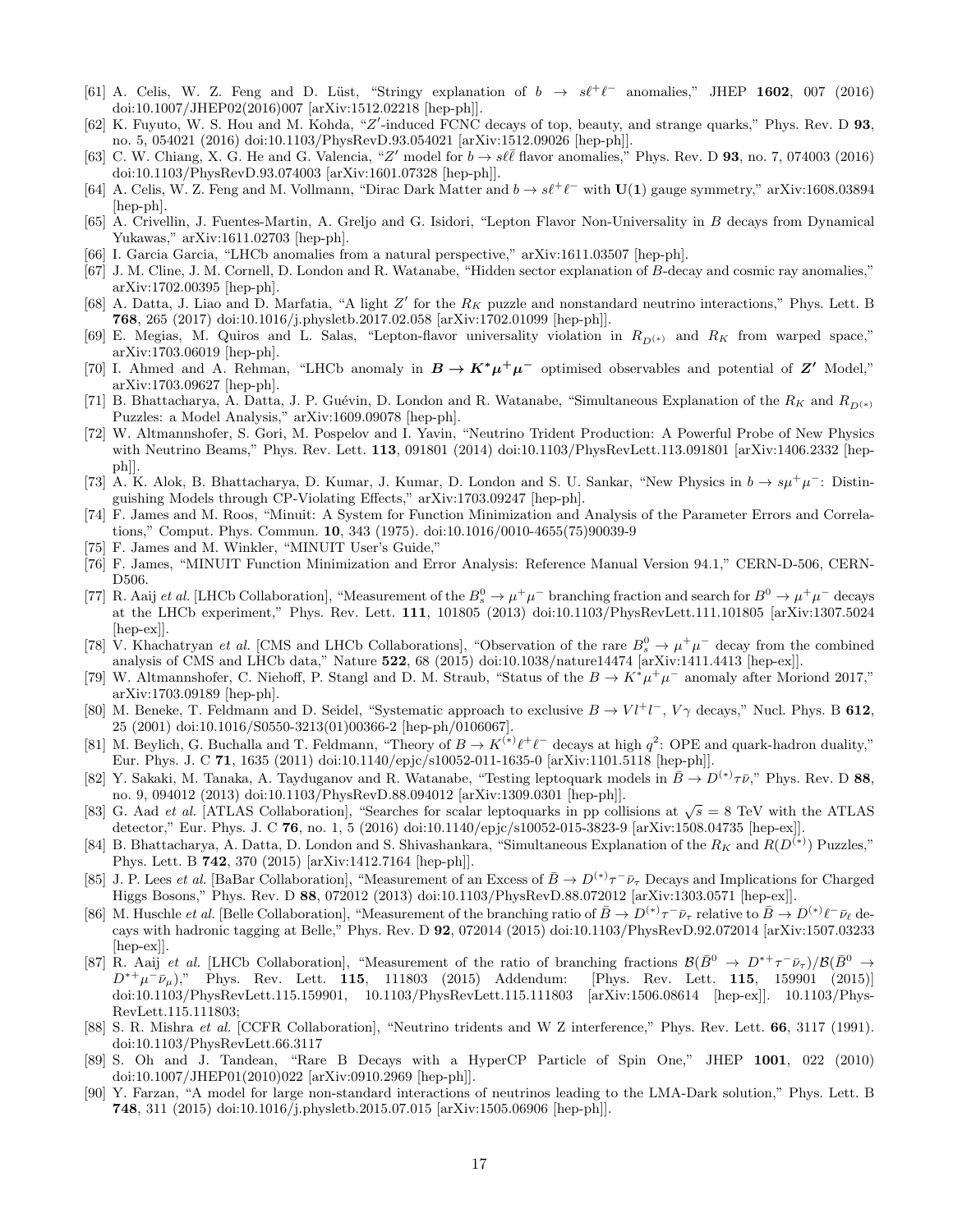[61] A. Celis, W. Z. Feng and D. Lüst, "Stringy explanation of $b \to s\ell^+\ell^-$ anomalies," JHEP **1602**, 007 (2016) doi:10.1007/JHEP02(2016)007 [arXiv:1512.02218 [hep-ph]].

[62] K. Fuyuto, W. S. Hou and M. Kohda, "$Z'$-induced FCNC decays of top, beauty, and strange quarks," Phys. Rev. D **93**, no. 5, 054021 (2016) doi:10.1103/PhysRevD.93.054021 [arXiv:1512.09026 [hep-ph]].

[63] C. W. Chiang, X. G. He and G. Valencia, "$Z'$ model for $b \to s\ell\bar{\ell}$ flavor anomalies," Phys. Rev. D **93**, no. 7, 074003 (2016) doi:10.1103/PhysRevD.93.074003 [arXiv:1601.07328 [hep-ph]].

[64] A. Celis, W. Z. Feng and M. Vollmann, "Dirac Dark Matter and $b \to s\ell^+\ell^-$ with $\mathbf{U(1)}$ gauge symmetry," arXiv:1608.03894 [hep-ph].

[65] A. Crivellin, J. Fuentes-Martin, A. Greljo and G. Isidori, "Lepton Flavor Non-Universality in $B$ decays from Dynamical Yukawas," arXiv:1611.02703 [hep-ph].

[66] I. Garcia Garcia, "LHCb anomalies from a natural perspective," arXiv:1611.03507 [hep-ph].

[67] J. M. Cline, J. M. Cornell, D. London and R. Watanabe, "Hidden sector explanation of $B$-decay and cosmic ray anomalies," arXiv:1702.00395 [hep-ph].

[68] A. Datta, J. Liao and D. Marfatia, "A light $Z'$ for the $R_K$ puzzle and nonstandard neutrino interactions," Phys. Lett. B **768**, 265 (2017) doi:10.1016/j.physletb.2017.02.058 [arXiv:1702.01099 [hep-ph]].

[69] E. Megias, M. Quiros and L. Salas, "Lepton-flavor universality violation in $R_{D^{(*)}}$ and $R_K$ from warped space," arXiv:1703.06019 [hep-ph].

[70] I. Ahmed and A. Rehman, "LHCb anomaly in $\boldsymbol{B \to K^*\mu^+\mu^-}$ optimised observables and potential of $\boldsymbol{Z'}$ Model," arXiv:1703.09627 [hep-ph].

[71] B. Bhattacharya, A. Datta, J. P. Guévin, D. London and R. Watanabe, "Simultaneous Explanation of the $R_K$ and $R_{D^{(*)}}$ Puzzles: a Model Analysis," arXiv:1609.09078 [hep-ph].

[72] W. Altmannshofer, S. Gori, M. Pospelov and I. Yavin, "Neutrino Trident Production: A Powerful Probe of New Physics with Neutrino Beams," Phys. Rev. Lett. **113**, 091801 (2014) doi:10.1103/PhysRevLett.113.091801 [arXiv:1406.2332 [hep-ph]].

[73] A. K. Alok, B. Bhattacharya, D. Kumar, J. Kumar, D. London and S. U. Sankar, "New Physics in $b \to s\mu^+\mu^-$: Distinguishing Models through CP-Violating Effects," arXiv:1703.09247 [hep-ph].

[74] F. James and M. Roos, "Minuit: A System for Function Minimization and Analysis of the Parameter Errors and Correlations," Comput. Phys. Commun. **10**, 343 (1975). doi:10.1016/0010-4655(75)90039-9

[75] F. James and M. Winkler, "MINUIT User's Guide,"

[76] F. James, "MINUIT Function Minimization and Error Analysis: Reference Manual Version 94.1," CERN-D-506, CERN-D506.

[77] R. Aaij *et al.* [LHCb Collaboration], "Measurement of the $B_s^0 \to \mu^+\mu^-$ branching fraction and search for $B^0 \to \mu^+\mu^-$ decays at the LHCb experiment," Phys. Rev. Lett. **111**, 101805 (2013) doi:10.1103/PhysRevLett.111.101805 [arXiv:1307.5024 [hep-ex]].

[78] V. Khachatryan *et al.* [CMS and LHCb Collaborations], "Observation of the rare $B_s^0 \to \mu^+\mu^-$ decay from the combined analysis of CMS and LHCb data," Nature **522**, 68 (2015) doi:10.1038/nature14474 [arXiv:1411.4413 [hep-ex]].

[79] W. Altmannshofer, C. Niehoff, P. Stangl and D. M. Straub, "Status of the $B \to K^*\mu^+\mu^-$ anomaly after Moriond 2017," arXiv:1703.09189 [hep-ph].

[80] M. Beneke, T. Feldmann and D. Seidel, "Systematic approach to exclusive $B \to Vl^+l^-$, $V\gamma$ decays," Nucl. Phys. B **612**, 25 (2001) doi:10.1016/S0550-3213(01)00366-2 [hep-ph/0106067].

[81] M. Beylich, G. Buchalla and T. Feldmann, "Theory of $B \to K^{(*)}\ell^+\ell^-$ decays at high $q^2$: OPE and quark-hadron duality," Eur. Phys. J. C **71**, 1635 (2011) doi:10.1140/epjc/s10052-011-1635-0 [arXiv:1101.5118 [hep-ph]].

[82] Y. Sakaki, M. Tanaka, A. Tayduganov and R. Watanabe, "Testing leptoquark models in $\bar{B} \to D^{(*)}\tau\bar{\nu}$," Phys. Rev. D **88**, no. 9, 094012 (2013) doi:10.1103/PhysRevD.88.094012 [arXiv:1309.0301 [hep-ph]].

[83] G. Aad *et al.* [ATLAS Collaboration], "Searches for scalar leptoquarks in pp collisions at $\sqrt{s}$ = 8 TeV with the ATLAS detector," Eur. Phys. J. C **76**, no. 1, 5 (2016) doi:10.1140/epjc/s10052-015-3823-9 [arXiv:1508.04735 [hep-ex]].

[84] B. Bhattacharya, A. Datta, D. London and S. Shivashankara, "Simultaneous Explanation of the $R_K$ and $R(D^{(*)})$ Puzzles," Phys. Lett. B **742**, 370 (2015) [arXiv:1412.7164 [hep-ph]].

[85] J. P. Lees *et al.* [BaBar Collaboration], "Measurement of an Excess of $\bar{B} \to D^{(*)}\tau^-\bar{\nu}_\tau$ Decays and Implications for Charged Higgs Bosons," Phys. Rev. D **88**, 072012 (2013) doi:10.1103/PhysRevD.88.072012 [arXiv:1303.0571 [hep-ex]].

[86] M. Huschle *et al.* [Belle Collaboration], "Measurement of the branching ratio of $\bar{B} \to D^{(*)}\tau^-\bar{\nu}_\tau$ relative to $\bar{B} \to D^{(*)}\ell^-\bar{\nu}_\ell$ decays with hadronic tagging at Belle," Phys. Rev. D **92**, 072014 (2015) doi:10.1103/PhysRevD.92.072014 [arXiv:1507.03233 [hep-ex]].

[87] R. Aaij *et al.* [LHCb Collaboration], "Measurement of the ratio of branching fractions $\mathcal{B}(\bar{B}^0 \to D^{*+}\tau^-\bar{\nu}_\tau)/\mathcal{B}(\bar{B}^0 \to D^{*+}\mu^-\bar{\nu}_\mu)$," Phys. Rev. Lett. **115**, 111803 (2015) Addendum: [Phys. Rev. Lett. **115**, 159901 (2015)] doi:10.1103/PhysRevLett.115.159901, 10.1103/PhysRevLett.115.111803 [arXiv:1506.08614 [hep-ex]]. 10.1103/PhysRevLett.115.111803;

[88] S. R. Mishra *et al.* [CCFR Collaboration], "Neutrino tridents and W Z interference," Phys. Rev. Lett. **66**, 3117 (1991). doi:10.1103/PhysRevLett.66.3117

[89] S. Oh and J. Tandean, "Rare B Decays with a HyperCP Particle of Spin One," JHEP **1001**, 022 (2010) doi:10.1007/JHEP01(2010)022 [arXiv:0910.2969 [hep-ph]].

[90] Y. Farzan, "A model for large non-standard interactions of neutrinos leading to the LMA-Dark solution," Phys. Lett. B **748**, 311 (2015) doi:10.1016/j.physletb.2015.07.015 [arXiv:1505.06906 [hep-ph]].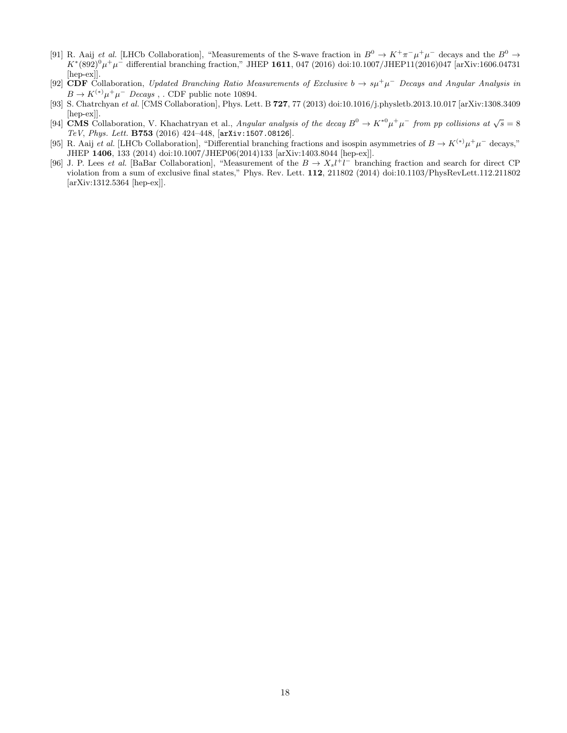[91] R. Aaij *et al.* [LHCb Collaboration], "Measurements of the S-wave fraction in $B^0 \to K^+\pi^-\mu^+\mu^-$ decays and the $B^0 \to K^*(892)^0\mu^+\mu^-$ differential branching fraction," JHEP **1611**, 047 (2016) doi:10.1007/JHEP11(2016)047 [arXiv:1606.04731 [hep-ex]].

[92] **CDF** Collaboration, *Updated Branching Ratio Measurements of Exclusive $b \to s\mu^+\mu^-$ Decays and Angular Analysis in $B \to K^{(*)}\mu^+\mu^-$ Decays* , . CDF public note 10894.

[93] S. Chatrchyan *et al.* [CMS Collaboration], Phys. Lett. B **727**, 77 (2013) doi:10.1016/j.physletb.2013.10.017 [arXiv:1308.3409 [hep-ex]].

[94] **CMS** Collaboration, V. Khachatryan et al., *Angular analysis of the decay $B^0 \to K^{*0}\mu^+\mu^-$ from pp collisions at $\sqrt{s} = 8$ TeV*, *Phys. Lett.* **B753** (2016) 424–448, [arXiv:1507.08126].

[95] R. Aaij *et al.* [LHCb Collaboration], "Differential branching fractions and isospin asymmetries of $B \to K^{(*)}\mu^+\mu^-$ decays," JHEP **1406**, 133 (2014) doi:10.1007/JHEP06(2014)133 [arXiv:1403.8044 [hep-ex]].

[96] J. P. Lees *et al.* [BaBar Collaboration], "Measurement of the $B \to X_s l^+l^-$ branching fraction and search for direct CP violation from a sum of exclusive final states," Phys. Rev. Lett. **112**, 211802 (2014) doi:10.1103/PhysRevLett.112.211802 [arXiv:1312.5364 [hep-ex]].